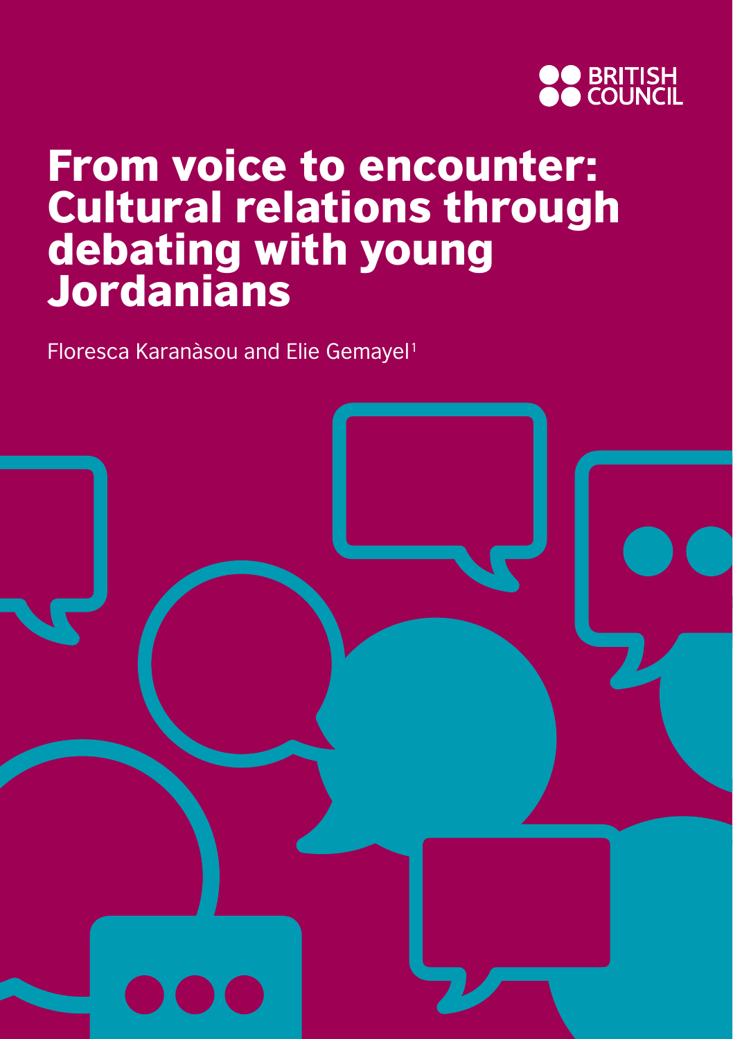BRITISH COUNCIL

# From voice to encounter: Cultural relations through debating with young Jordanians

Floresca Karanàsou and Elie Gemayel[1]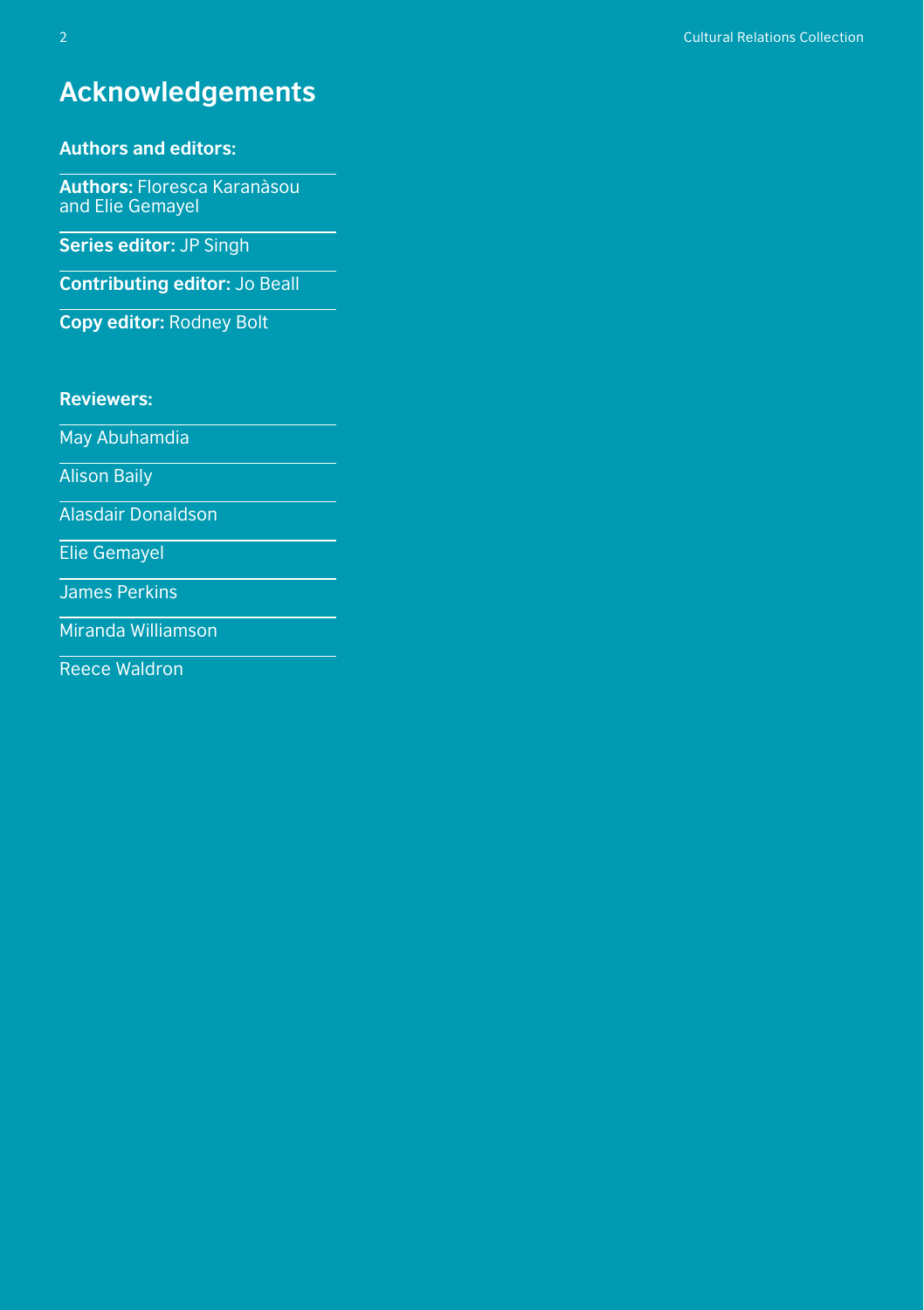# Acknowledgements

### Authors and editors:

**Authors:** Floresca Karanàsou and Elie Gemayel

**Series editor:** JP Singh

**Contributing editor:** Jo Beall

**Copy editor:** Rodney Bolt

### Reviewers:

May Abuhamdia

Alison Baily

Alasdair Donaldson

Elie Gemayel

James Perkins

Miranda Williamson

Reece Waldron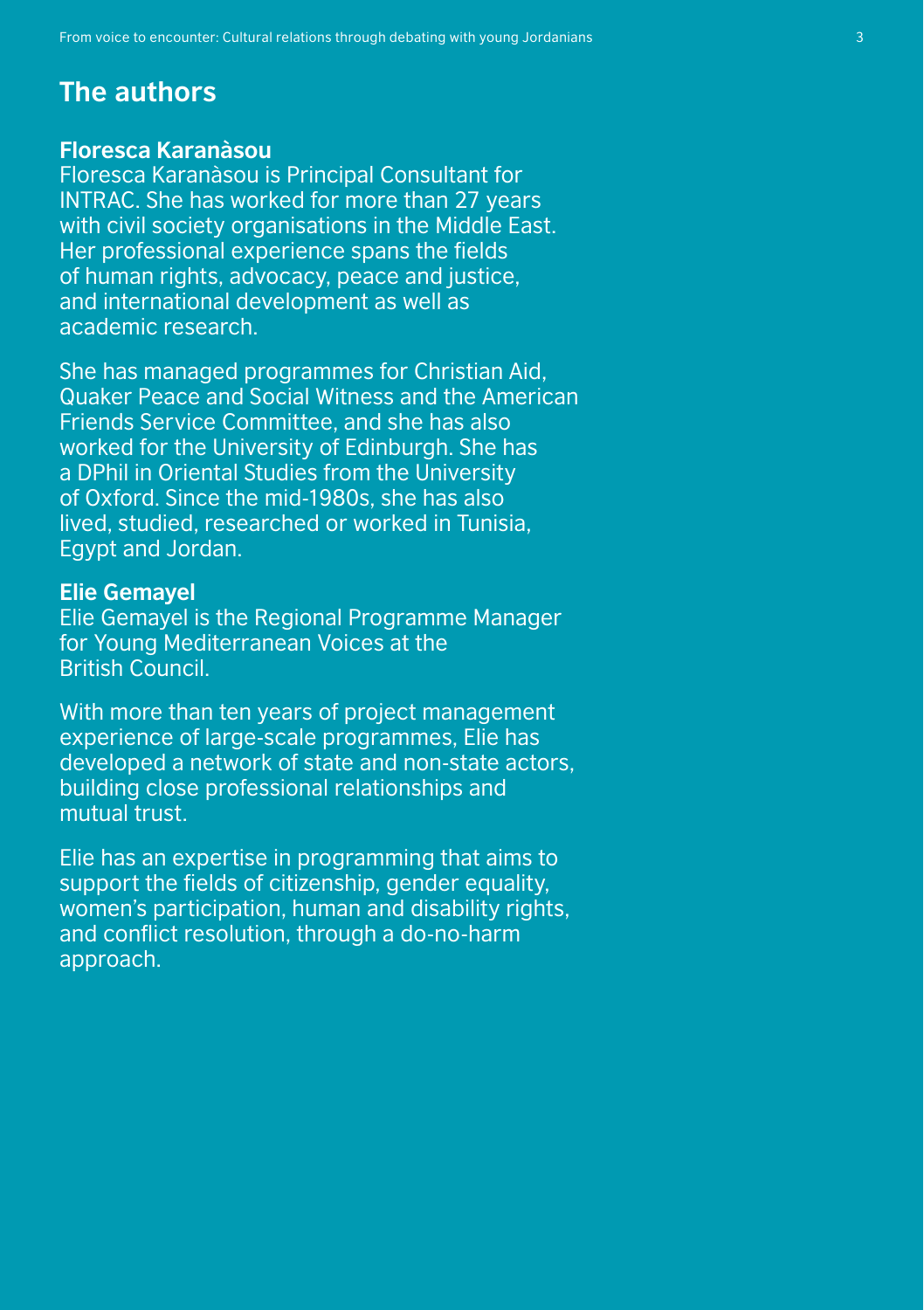## The authors

### Floresca Karanàsou

Floresca Karanàsou is Principal Consultant for INTRAC. She has worked for more than 27 years with civil society organisations in the Middle East. Her professional experience spans the fields of human rights, advocacy, peace and justice, and international development as well as academic research.

She has managed programmes for Christian Aid, Quaker Peace and Social Witness and the American Friends Service Committee, and she has also worked for the University of Edinburgh. She has a DPhil in Oriental Studies from the University of Oxford. Since the mid-1980s, she has also lived, studied, researched or worked in Tunisia, Egypt and Jordan.

### Elie Gemayel

Elie Gemayel is the Regional Programme Manager for Young Mediterranean Voices at the British Council.

With more than ten years of project management experience of large-scale programmes, Elie has developed a network of state and non-state actors, building close professional relationships and mutual trust.

Elie has an expertise in programming that aims to support the fields of citizenship, gender equality, women's participation, human and disability rights, and conflict resolution, through a do-no-harm approach.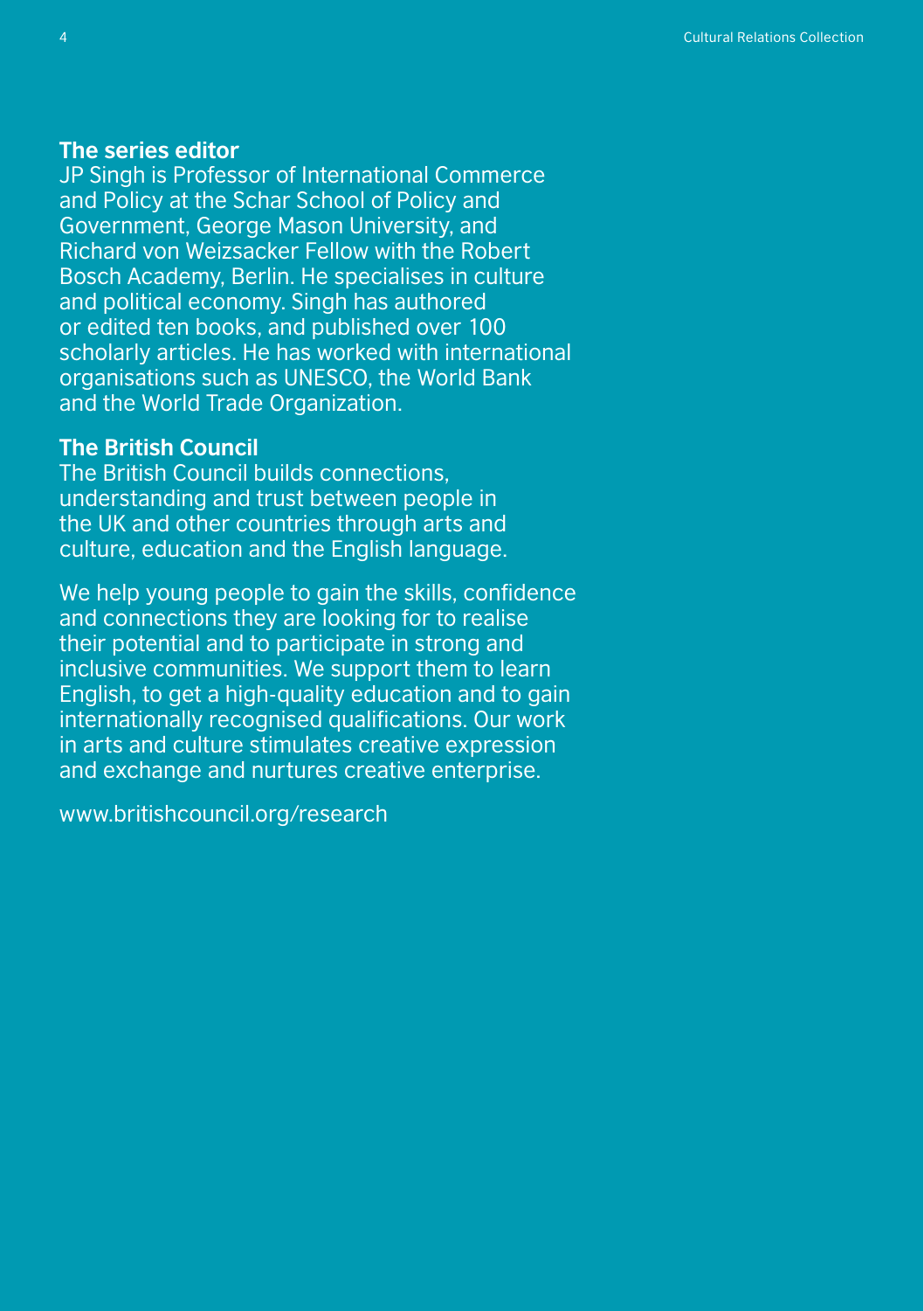### The series editor

JP Singh is Professor of International Commerce and Policy at the Schar School of Policy and Government, George Mason University, and Richard von Weizsacker Fellow with the Robert Bosch Academy, Berlin. He specialises in culture and political economy. Singh has authored or edited ten books, and published over 100 scholarly articles. He has worked with international organisations such as UNESCO, the World Bank and the World Trade Organization.

### The British Council

The British Council builds connections, understanding and trust between people in the UK and other countries through arts and culture, education and the English language.

We help young people to gain the skills, confidence and connections they are looking for to realise their potential and to participate in strong and inclusive communities. We support them to learn English, to get a high-quality education and to gain internationally recognised qualifications. Our work in arts and culture stimulates creative expression and exchange and nurtures creative enterprise.

www.britishcouncil.org/research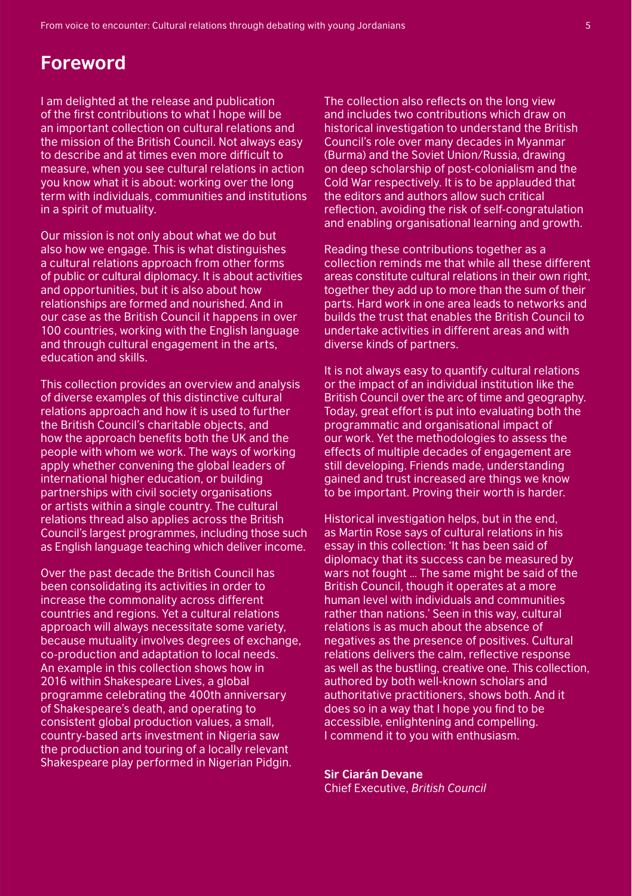## Foreword

I am delighted at the release and publication of the first contributions to what I hope will be an important collection on cultural relations and the mission of the British Council. Not always easy to describe and at times even more difficult to measure, when you see cultural relations in action you know what it is about: working over the long term with individuals, communities and institutions in a spirit of mutuality.

Our mission is not only about what we do but also how we engage. This is what distinguishes a cultural relations approach from other forms of public or cultural diplomacy. It is about activities and opportunities, but it is also about how relationships are formed and nourished. And in our case as the British Council it happens in over 100 countries, working with the English language and through cultural engagement in the arts, education and skills.

This collection provides an overview and analysis of diverse examples of this distinctive cultural relations approach and how it is used to further the British Council's charitable objects, and how the approach benefits both the UK and the people with whom we work. The ways of working apply whether convening the global leaders of international higher education, or building partnerships with civil society organisations or artists within a single country. The cultural relations thread also applies across the British Council's largest programmes, including those such as English language teaching which deliver income.

Over the past decade the British Council has been consolidating its activities in order to increase the commonality across different countries and regions. Yet a cultural relations approach will always necessitate some variety, because mutuality involves degrees of exchange, co-production and adaptation to local needs. An example in this collection shows how in 2016 within Shakespeare Lives, a global programme celebrating the 400th anniversary of Shakespeare's death, and operating to consistent global production values, a small, country-based arts investment in Nigeria saw the production and touring of a locally relevant Shakespeare play performed in Nigerian Pidgin.

The collection also reflects on the long view and includes two contributions which draw on historical investigation to understand the British Council's role over many decades in Myanmar (Burma) and the Soviet Union/Russia, drawing on deep scholarship of post-colonialism and the Cold War respectively. It is to be applauded that the editors and authors allow such critical reflection, avoiding the risk of self-congratulation and enabling organisational learning and growth.

Reading these contributions together as a collection reminds me that while all these different areas constitute cultural relations in their own right, together they add up to more than the sum of their parts. Hard work in one area leads to networks and builds the trust that enables the British Council to undertake activities in different areas and with diverse kinds of partners.

It is not always easy to quantify cultural relations or the impact of an individual institution like the British Council over the arc of time and geography. Today, great effort is put into evaluating both the programmatic and organisational impact of our work. Yet the methodologies to assess the effects of multiple decades of engagement are still developing. Friends made, understanding gained and trust increased are things we know to be important. Proving their worth is harder.

Historical investigation helps, but in the end, as Martin Rose says of cultural relations in his essay in this collection: 'It has been said of diplomacy that its success can be measured by wars not fought … The same might be said of the British Council, though it operates at a more human level with individuals and communities rather than nations.' Seen in this way, cultural relations is as much about the absence of negatives as the presence of positives. Cultural relations delivers the calm, reflective response as well as the bustling, creative one. This collection, authored by both well-known scholars and authoritative practitioners, shows both. And it does so in a way that I hope you find to be accessible, enlightening and compelling. I commend it to you with enthusiasm.

**Sir Ciarán Devane**
Chief Executive, *British Council*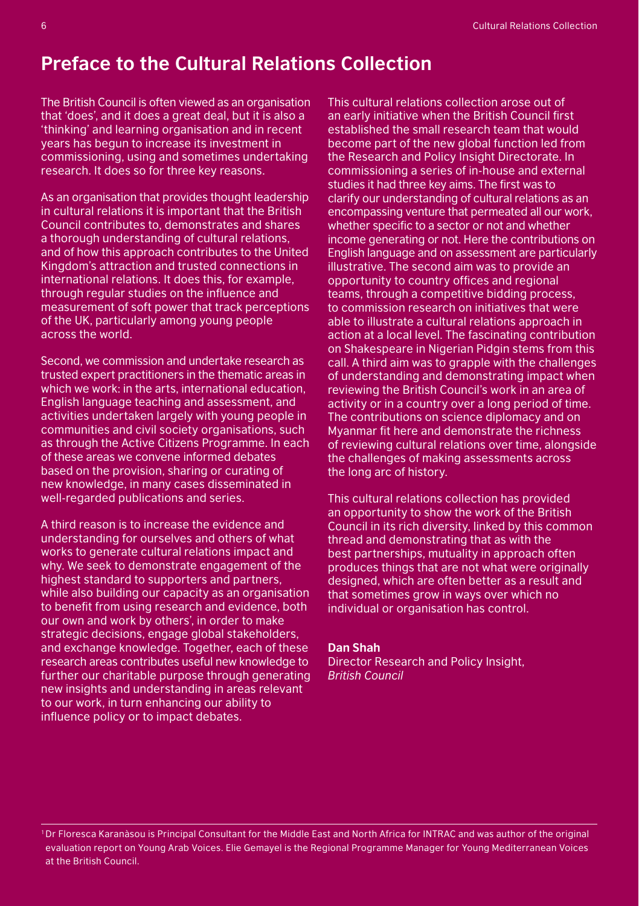## Preface to the Cultural Relations Collection

The British Council is often viewed as an organisation that 'does', and it does a great deal, but it is also a 'thinking' and learning organisation and in recent years has begun to increase its investment in commissioning, using and sometimes undertaking research. It does so for three key reasons.

As an organisation that provides thought leadership in cultural relations it is important that the British Council contributes to, demonstrates and shares a thorough understanding of cultural relations, and of how this approach contributes to the United Kingdom's attraction and trusted connections in international relations. It does this, for example, through regular studies on the influence and measurement of soft power that track perceptions of the UK, particularly among young people across the world.

Second, we commission and undertake research as trusted expert practitioners in the thematic areas in which we work: in the arts, international education, English language teaching and assessment, and activities undertaken largely with young people in communities and civil society organisations, such as through the Active Citizens Programme. In each of these areas we convene informed debates based on the provision, sharing or curating of new knowledge, in many cases disseminated in well-regarded publications and series.

A third reason is to increase the evidence and understanding for ourselves and others of what works to generate cultural relations impact and why. We seek to demonstrate engagement of the highest standard to supporters and partners, while also building our capacity as an organisation to benefit from using research and evidence, both our own and work by others', in order to make strategic decisions, engage global stakeholders, and exchange knowledge. Together, each of these research areas contributes useful new knowledge to further our charitable purpose through generating new insights and understanding in areas relevant to our work, in turn enhancing our ability to influence policy or to impact debates.

This cultural relations collection arose out of an early initiative when the British Council first established the small research team that would become part of the new global function led from the Research and Policy Insight Directorate. In commissioning a series of in-house and external studies it had three key aims. The first was to clarify our understanding of cultural relations as an encompassing venture that permeated all our work, whether specific to a sector or not and whether income generating or not. Here the contributions on English language and on assessment are particularly illustrative. The second aim was to provide an opportunity to country offices and regional teams, through a competitive bidding process, to commission research on initiatives that were able to illustrate a cultural relations approach in action at a local level. The fascinating contribution on Shakespeare in Nigerian Pidgin stems from this call. A third aim was to grapple with the challenges of understanding and demonstrating impact when reviewing the British Council's work in an area of activity or in a country over a long period of time. The contributions on science diplomacy and on Myanmar fit here and demonstrate the richness of reviewing cultural relations over time, alongside the challenges of making assessments across the long arc of history.

This cultural relations collection has provided an opportunity to show the work of the British Council in its rich diversity, linked by this common thread and demonstrating that as with the best partnerships, mutuality in approach often produces things that are not what were originally designed, which are often better as a result and that sometimes grow in ways over which no individual or organisation has control.

**Dan Shah**
Director Research and Policy Insight,
*British Council*

---

[1] Dr Floresca Karanàsou is Principal Consultant for the Middle East and North Africa for INTRAC and was author of the original evaluation report on Young Arab Voices. Elie Gemayel is the Regional Programme Manager for Young Mediterranean Voices at the British Council.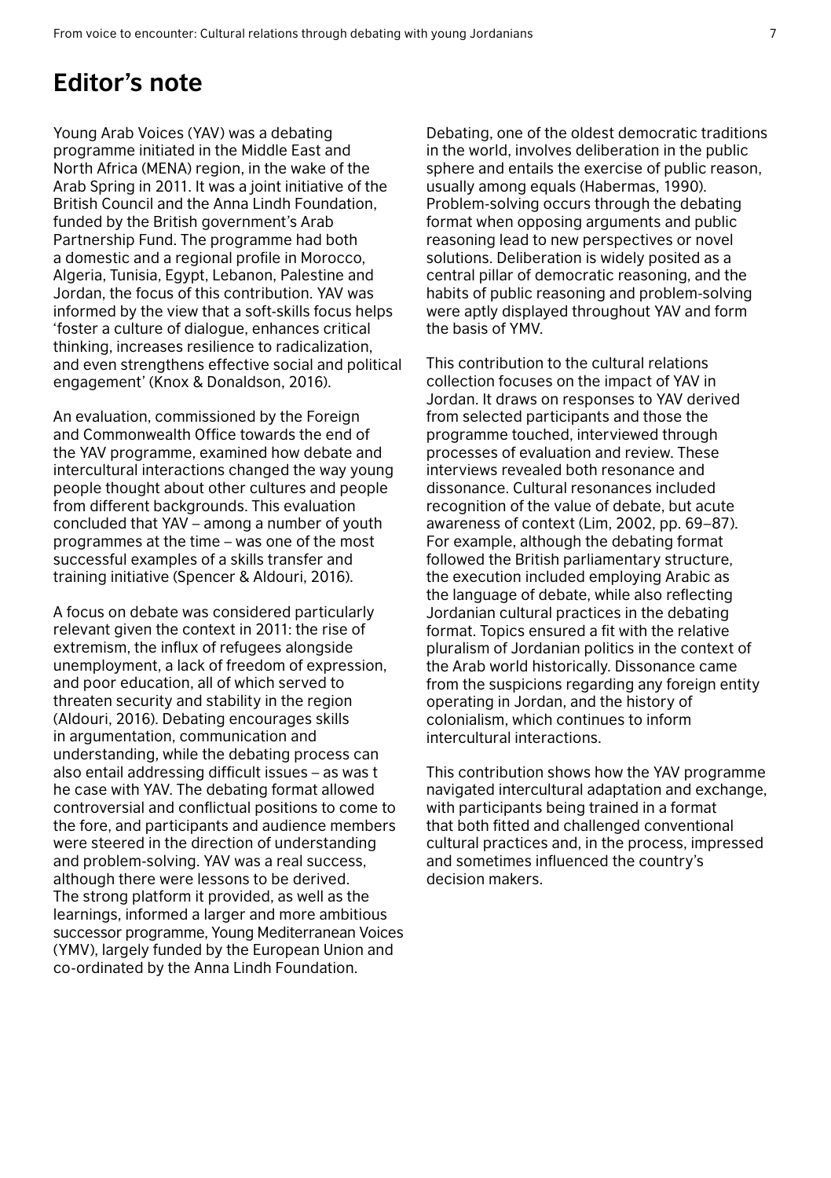# Editor's note

Young Arab Voices (YAV) was a debating programme initiated in the Middle East and North Africa (MENA) region, in the wake of the Arab Spring in 2011. It was a joint initiative of the British Council and the Anna Lindh Foundation, funded by the British government's Arab Partnership Fund. The programme had both a domestic and a regional profile in Morocco, Algeria, Tunisia, Egypt, Lebanon, Palestine and Jordan, the focus of this contribution. YAV was informed by the view that a soft-skills focus helps 'foster a culture of dialogue, enhances critical thinking, increases resilience to radicalization, and even strengthens effective social and political engagement' (Knox & Donaldson, 2016).

An evaluation, commissioned by the Foreign and Commonwealth Office towards the end of the YAV programme, examined how debate and intercultural interactions changed the way young people thought about other cultures and people from different backgrounds. This evaluation concluded that YAV – among a number of youth programmes at the time – was one of the most successful examples of a skills transfer and training initiative (Spencer & Aldouri, 2016).

A focus on debate was considered particularly relevant given the context in 2011: the rise of extremism, the influx of refugees alongside unemployment, a lack of freedom of expression, and poor education, all of which served to threaten security and stability in the region (Aldouri, 2016). Debating encourages skills in argumentation, communication and understanding, while the debating process can also entail addressing difficult issues – as was t he case with YAV. The debating format allowed controversial and conflictual positions to come to the fore, and participants and audience members were steered in the direction of understanding and problem-solving. YAV was a real success, although there were lessons to be derived. The strong platform it provided, as well as the learnings, informed a larger and more ambitious successor programme, Young Mediterranean Voices (YMV), largely funded by the European Union and co-ordinated by the Anna Lindh Foundation.

Debating, one of the oldest democratic traditions in the world, involves deliberation in the public sphere and entails the exercise of public reason, usually among equals (Habermas, 1990). Problem-solving occurs through the debating format when opposing arguments and public reasoning lead to new perspectives or novel solutions. Deliberation is widely posited as a central pillar of democratic reasoning, and the habits of public reasoning and problem-solving were aptly displayed throughout YAV and form the basis of YMV.

This contribution to the cultural relations collection focuses on the impact of YAV in Jordan. It draws on responses to YAV derived from selected participants and those the programme touched, interviewed through processes of evaluation and review. These interviews revealed both resonance and dissonance. Cultural resonances included recognition of the value of debate, but acute awareness of context (Lim, 2002, pp. 69–87). For example, although the debating format followed the British parliamentary structure, the execution included employing Arabic as the language of debate, while also reflecting Jordanian cultural practices in the debating format. Topics ensured a fit with the relative pluralism of Jordanian politics in the context of the Arab world historically. Dissonance came from the suspicions regarding any foreign entity operating in Jordan, and the history of colonialism, which continues to inform intercultural interactions.

This contribution shows how the YAV programme navigated intercultural adaptation and exchange, with participants being trained in a format that both fitted and challenged conventional cultural practices and, in the process, impressed and sometimes influenced the country's decision makers.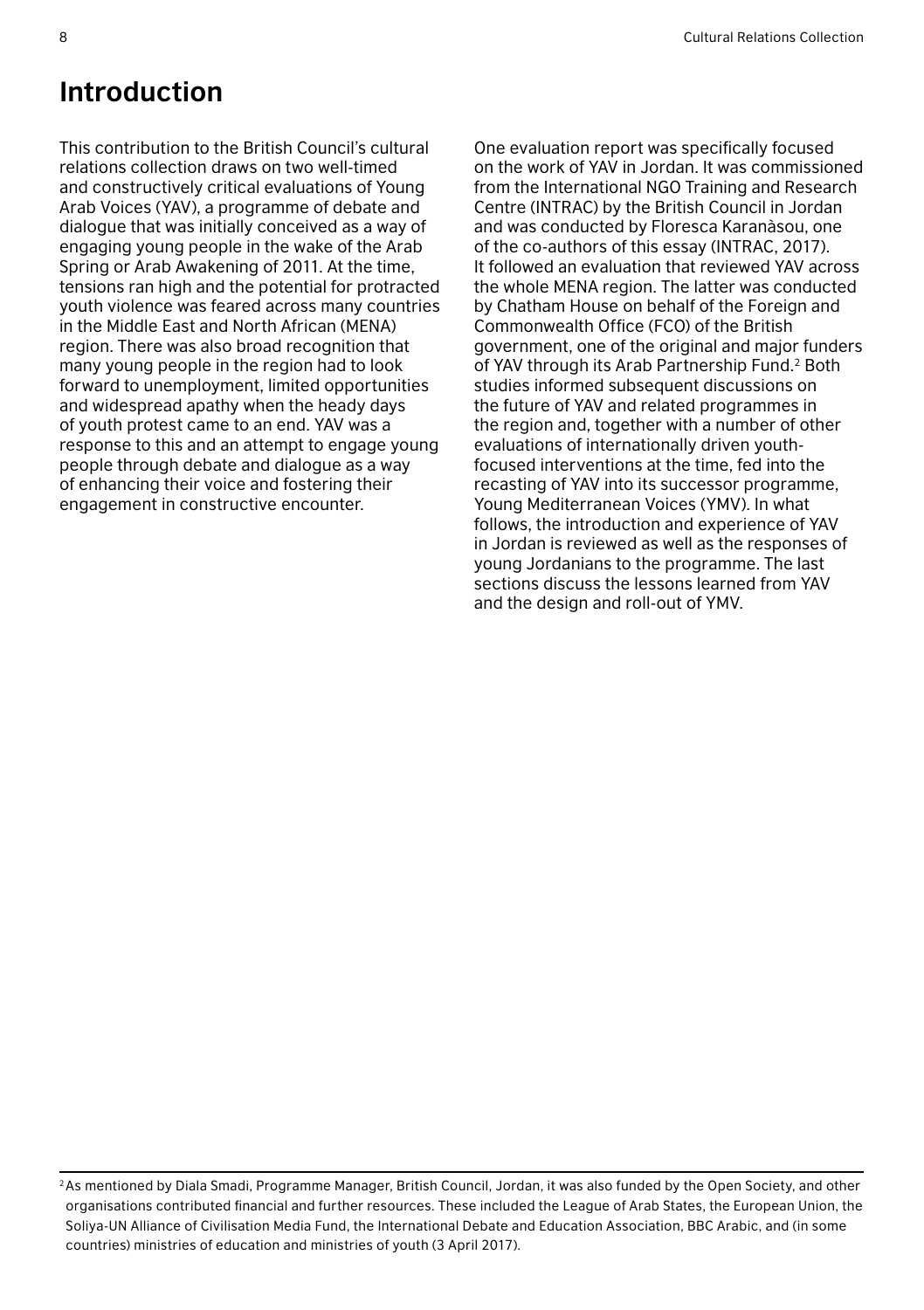# Introduction

This contribution to the British Council's cultural relations collection draws on two well-timed and constructively critical evaluations of Young Arab Voices (YAV), a programme of debate and dialogue that was initially conceived as a way of engaging young people in the wake of the Arab Spring or Arab Awakening of 2011. At the time, tensions ran high and the potential for protracted youth violence was feared across many countries in the Middle East and North African (MENA) region. There was also broad recognition that many young people in the region had to look forward to unemployment, limited opportunities and widespread apathy when the heady days of youth protest came to an end. YAV was a response to this and an attempt to engage young people through debate and dialogue as a way of enhancing their voice and fostering their engagement in constructive encounter.

One evaluation report was specifically focused on the work of YAV in Jordan. It was commissioned from the International NGO Training and Research Centre (INTRAC) by the British Council in Jordan and was conducted by Floresca Karanàsou, one of the co-authors of this essay (INTRAC, 2017). It followed an evaluation that reviewed YAV across the whole MENA region. The latter was conducted by Chatham House on behalf of the Foreign and Commonwealth Office (FCO) of the British government, one of the original and major funders of YAV through its Arab Partnership Fund.[2] Both studies informed subsequent discussions on the future of YAV and related programmes in the region and, together with a number of other evaluations of internationally driven youth-focused interventions at the time, fed into the recasting of YAV into its successor programme, Young Mediterranean Voices (YMV). In what follows, the introduction and experience of YAV in Jordan is reviewed as well as the responses of young Jordanians to the programme. The last sections discuss the lessons learned from YAV and the design and roll-out of YMV.

[2] As mentioned by Diala Smadi, Programme Manager, British Council, Jordan, it was also funded by the Open Society, and other organisations contributed financial and further resources. These included the League of Arab States, the European Union, the Soliya-UN Alliance of Civilisation Media Fund, the International Debate and Education Association, BBC Arabic, and (in some countries) ministries of education and ministries of youth (3 April 2017).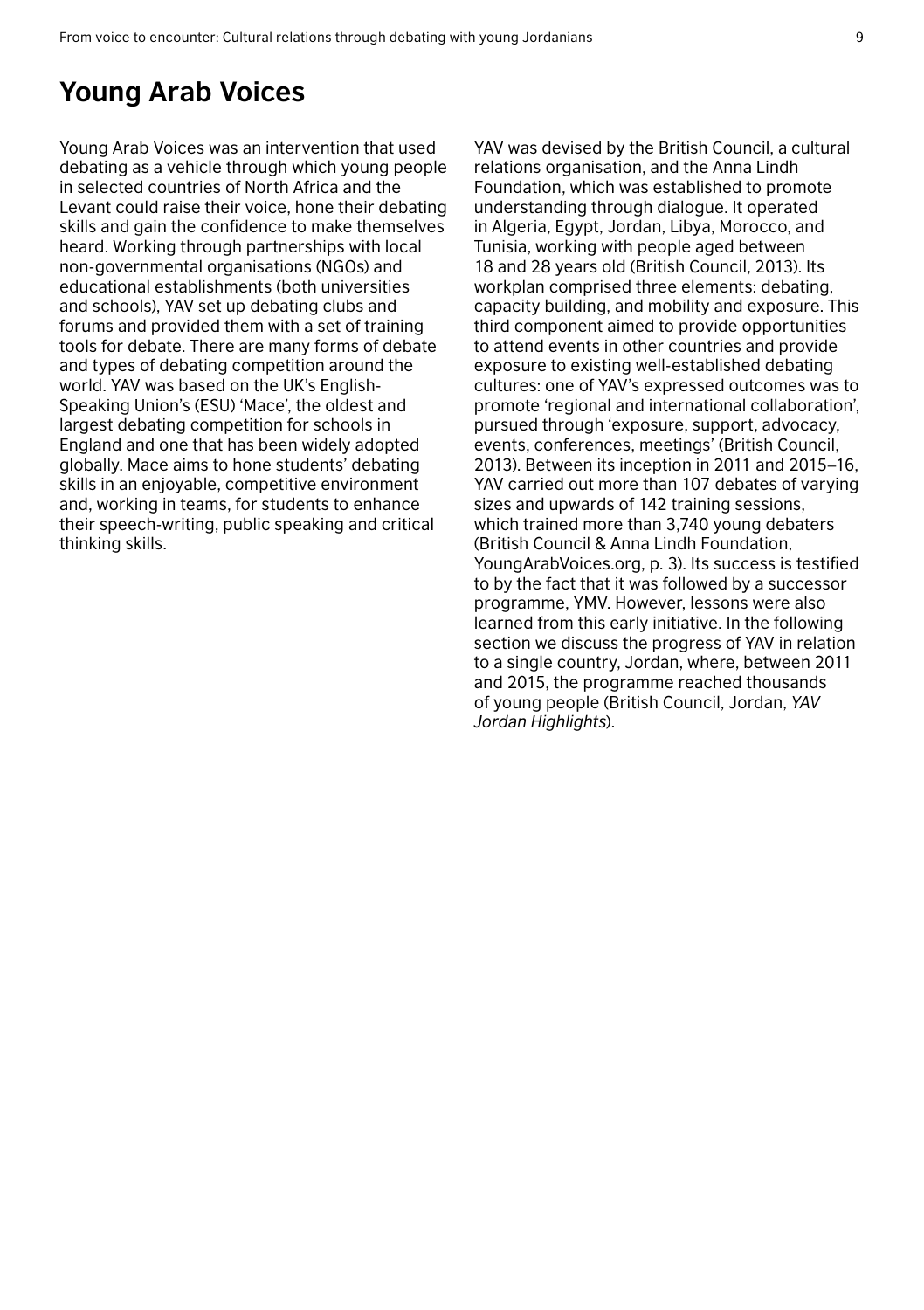## Young Arab Voices

Young Arab Voices was an intervention that used debating as a vehicle through which young people in selected countries of North Africa and the Levant could raise their voice, hone their debating skills and gain the confidence to make themselves heard. Working through partnerships with local non-governmental organisations (NGOs) and educational establishments (both universities and schools), YAV set up debating clubs and forums and provided them with a set of training tools for debate. There are many forms of debate and types of debating competition around the world. YAV was based on the UK's English-Speaking Union's (ESU) 'Mace', the oldest and largest debating competition for schools in England and one that has been widely adopted globally. Mace aims to hone students' debating skills in an enjoyable, competitive environment and, working in teams, for students to enhance their speech-writing, public speaking and critical thinking skills.

YAV was devised by the British Council, a cultural relations organisation, and the Anna Lindh Foundation, which was established to promote understanding through dialogue. It operated in Algeria, Egypt, Jordan, Libya, Morocco, and Tunisia, working with people aged between 18 and 28 years old (British Council, 2013). Its workplan comprised three elements: debating, capacity building, and mobility and exposure. This third component aimed to provide opportunities to attend events in other countries and provide exposure to existing well-established debating cultures: one of YAV's expressed outcomes was to promote 'regional and international collaboration', pursued through 'exposure, support, advocacy, events, conferences, meetings' (British Council, 2013). Between its inception in 2011 and 2015–16, YAV carried out more than 107 debates of varying sizes and upwards of 142 training sessions, which trained more than 3,740 young debaters (British Council & Anna Lindh Foundation, YoungArabVoices.org, p. 3). Its success is testified to by the fact that it was followed by a successor programme, YMV. However, lessons were also learned from this early initiative. In the following section we discuss the progress of YAV in relation to a single country, Jordan, where, between 2011 and 2015, the programme reached thousands of young people (British Council, Jordan, *YAV Jordan Highlights*).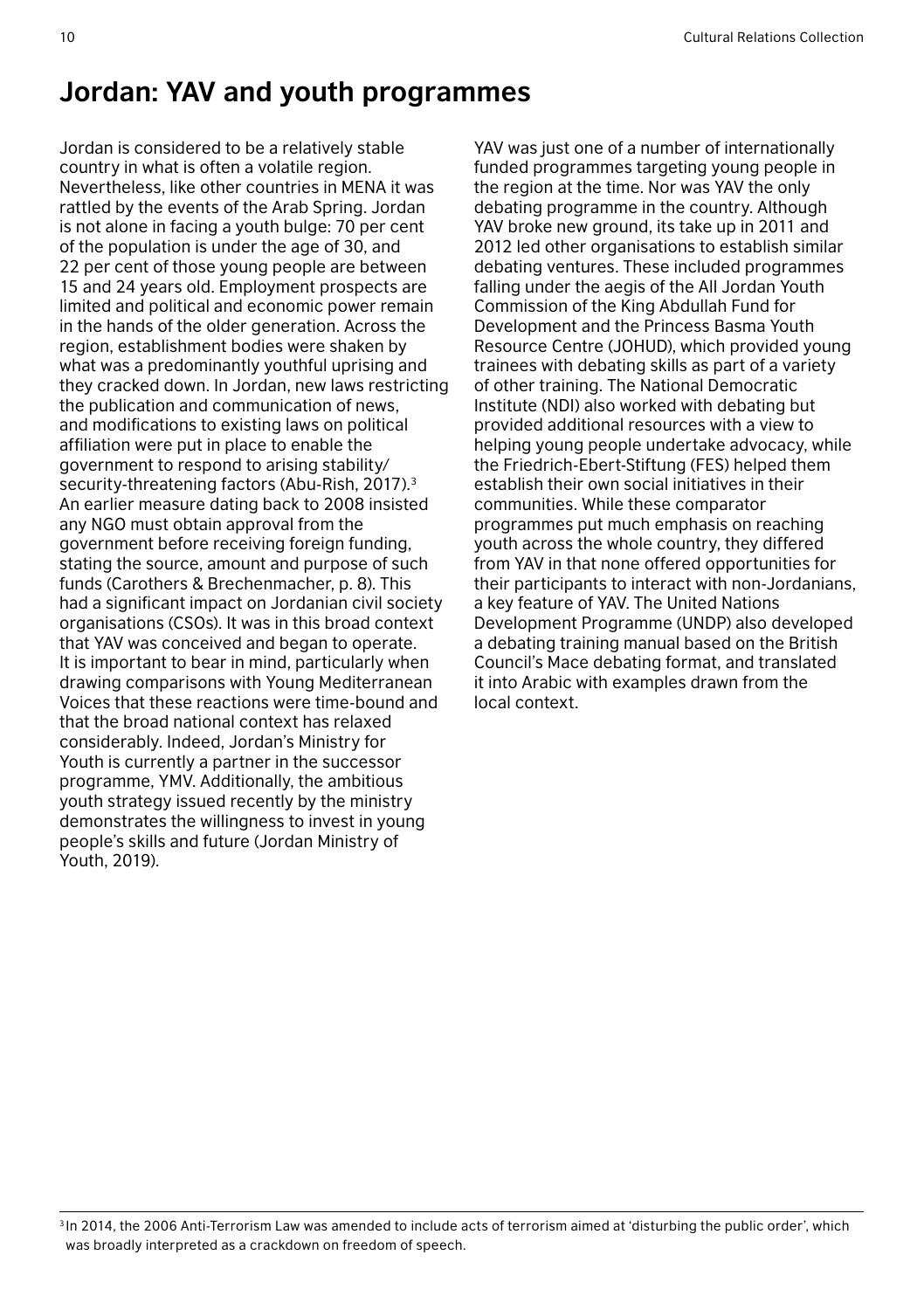# Jordan: YAV and youth programmes

Jordan is considered to be a relatively stable country in what is often a volatile region. Nevertheless, like other countries in MENA it was rattled by the events of the Arab Spring. Jordan is not alone in facing a youth bulge: 70 per cent of the population is under the age of 30, and 22 per cent of those young people are between 15 and 24 years old. Employment prospects are limited and political and economic power remain in the hands of the older generation. Across the region, establishment bodies were shaken by what was a predominantly youthful uprising and they cracked down. In Jordan, new laws restricting the publication and communication of news, and modifications to existing laws on political affiliation were put in place to enable the government to respond to arising stability/security-threatening factors (Abu-Rish, 2017).[3] An earlier measure dating back to 2008 insisted any NGO must obtain approval from the government before receiving foreign funding, stating the source, amount and purpose of such funds (Carothers & Brechenmacher, p. 8). This had a significant impact on Jordanian civil society organisations (CSOs). It was in this broad context that YAV was conceived and began to operate. It is important to bear in mind, particularly when drawing comparisons with Young Mediterranean Voices that these reactions were time-bound and that the broad national context has relaxed considerably. Indeed, Jordan's Ministry for Youth is currently a partner in the successor programme, YMV. Additionally, the ambitious youth strategy issued recently by the ministry demonstrates the willingness to invest in young people's skills and future (Jordan Ministry of Youth, 2019).

YAV was just one of a number of internationally funded programmes targeting young people in the region at the time. Nor was YAV the only debating programme in the country. Although YAV broke new ground, its take up in 2011 and 2012 led other organisations to establish similar debating ventures. These included programmes falling under the aegis of the All Jordan Youth Commission of the King Abdullah Fund for Development and the Princess Basma Youth Resource Centre (JOHUD), which provided young trainees with debating skills as part of a variety of other training. The National Democratic Institute (NDI) also worked with debating but provided additional resources with a view to helping young people undertake advocacy, while the Friedrich-Ebert-Stiftung (FES) helped them establish their own social initiatives in their communities. While these comparator programmes put much emphasis on reaching youth across the whole country, they differed from YAV in that none offered opportunities for their participants to interact with non-Jordanians, a key feature of YAV. The United Nations Development Programme (UNDP) also developed a debating training manual based on the British Council's Mace debating format, and translated it into Arabic with examples drawn from the local context.

[3] In 2014, the 2006 Anti-Terrorism Law was amended to include acts of terrorism aimed at 'disturbing the public order', which was broadly interpreted as a crackdown on freedom of speech.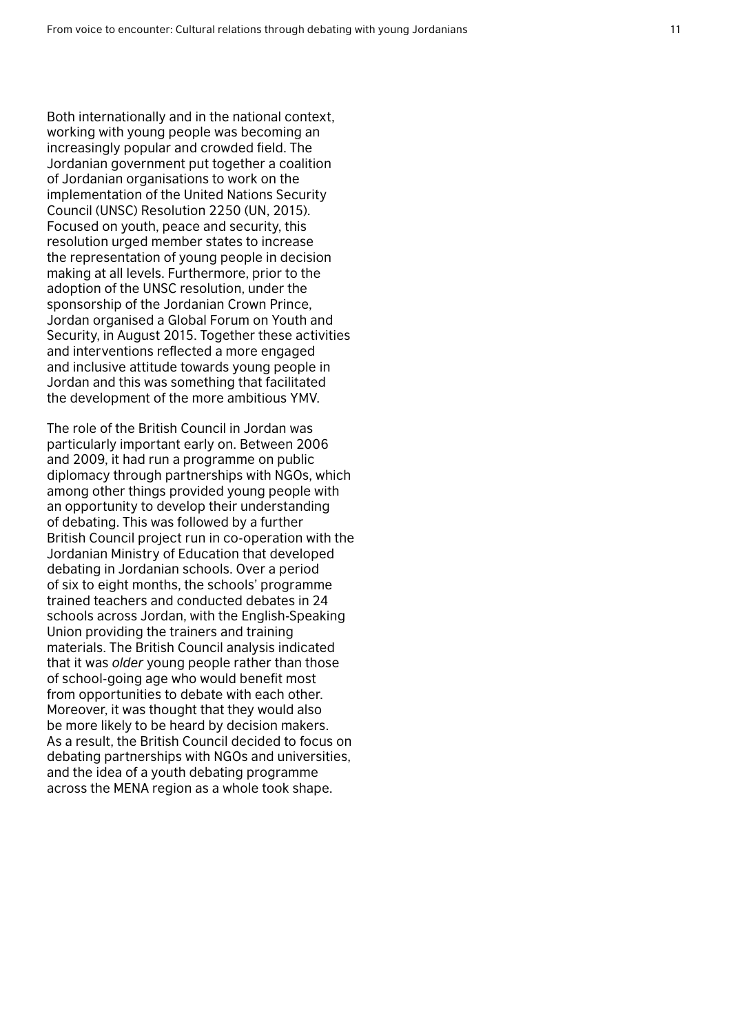Both internationally and in the national context, working with young people was becoming an increasingly popular and crowded field. The Jordanian government put together a coalition of Jordanian organisations to work on the implementation of the United Nations Security Council (UNSC) Resolution 2250 (UN, 2015). Focused on youth, peace and security, this resolution urged member states to increase the representation of young people in decision making at all levels. Furthermore, prior to the adoption of the UNSC resolution, under the sponsorship of the Jordanian Crown Prince, Jordan organised a Global Forum on Youth and Security, in August 2015. Together these activities and interventions reflected a more engaged and inclusive attitude towards young people in Jordan and this was something that facilitated the development of the more ambitious YMV.

The role of the British Council in Jordan was particularly important early on. Between 2006 and 2009, it had run a programme on public diplomacy through partnerships with NGOs, which among other things provided young people with an opportunity to develop their understanding of debating. This was followed by a further British Council project run in co-operation with the Jordanian Ministry of Education that developed debating in Jordanian schools. Over a period of six to eight months, the schools' programme trained teachers and conducted debates in 24 schools across Jordan, with the English-Speaking Union providing the trainers and training materials. The British Council analysis indicated that it was *older* young people rather than those of school-going age who would benefit most from opportunities to debate with each other. Moreover, it was thought that they would also be more likely to be heard by decision makers. As a result, the British Council decided to focus on debating partnerships with NGOs and universities, and the idea of a youth debating programme across the MENA region as a whole took shape.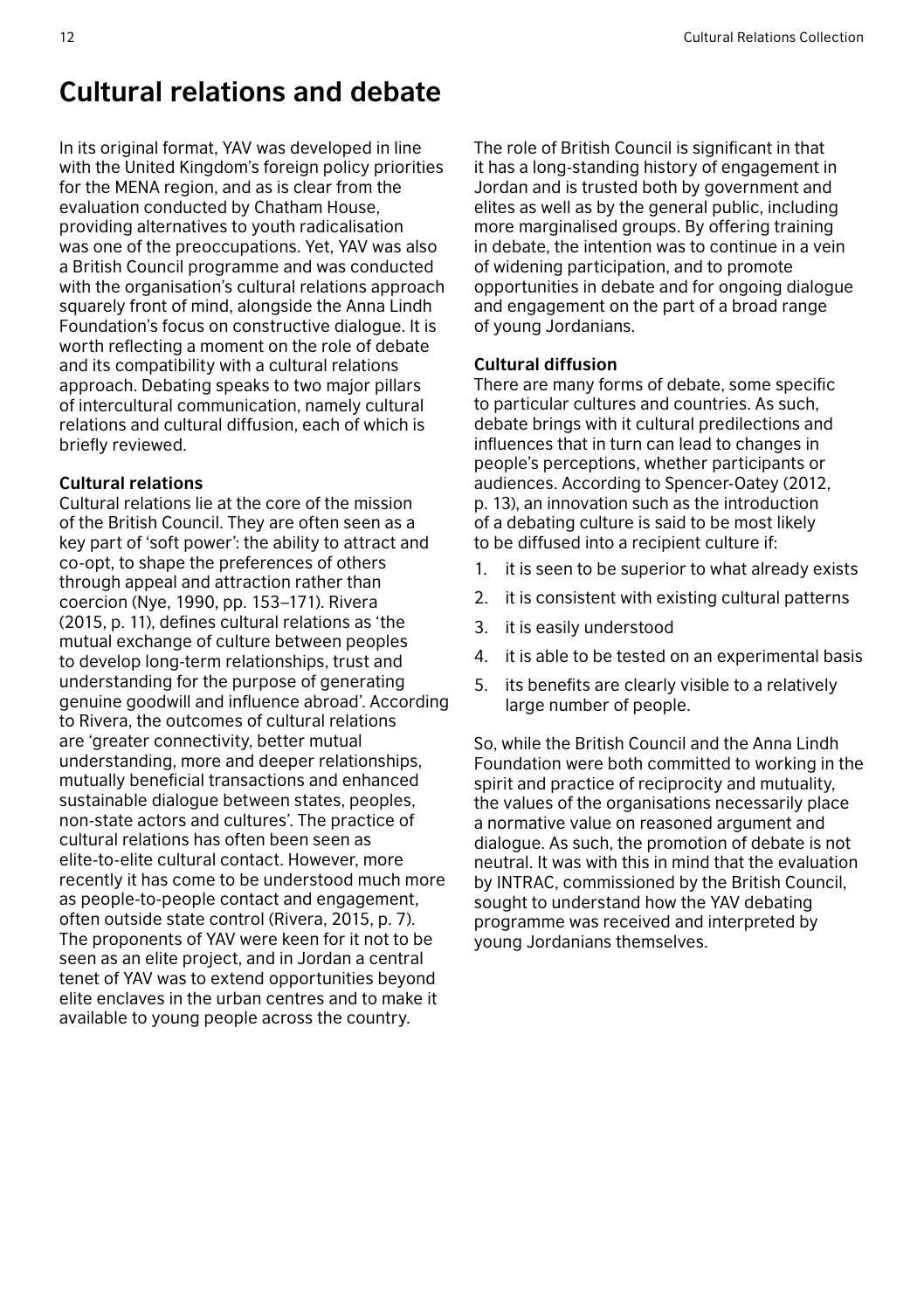# Cultural relations and debate

In its original format, YAV was developed in line with the United Kingdom's foreign policy priorities for the MENA region, and as is clear from the evaluation conducted by Chatham House, providing alternatives to youth radicalisation was one of the preoccupations. Yet, YAV was also a British Council programme and was conducted with the organisation's cultural relations approach squarely front of mind, alongside the Anna Lindh Foundation's focus on constructive dialogue. It is worth reflecting a moment on the role of debate and its compatibility with a cultural relations approach. Debating speaks to two major pillars of intercultural communication, namely cultural relations and cultural diffusion, each of which is briefly reviewed.

**Cultural relations**

Cultural relations lie at the core of the mission of the British Council. They are often seen as a key part of 'soft power': the ability to attract and co-opt, to shape the preferences of others through appeal and attraction rather than coercion (Nye, 1990, pp. 153–171). Rivera (2015, p. 11), defines cultural relations as 'the mutual exchange of culture between peoples to develop long-term relationships, trust and understanding for the purpose of generating genuine goodwill and influence abroad'. According to Rivera, the outcomes of cultural relations are 'greater connectivity, better mutual understanding, more and deeper relationships, mutually beneficial transactions and enhanced sustainable dialogue between states, peoples, non-state actors and cultures'. The practice of cultural relations has often been seen as elite-to-elite cultural contact. However, more recently it has come to be understood much more as people-to-people contact and engagement, often outside state control (Rivera, 2015, p. 7). The proponents of YAV were keen for it not to be seen as an elite project, and in Jordan a central tenet of YAV was to extend opportunities beyond elite enclaves in the urban centres and to make it available to young people across the country.

The role of British Council is significant in that it has a long-standing history of engagement in Jordan and is trusted both by government and elites as well as by the general public, including more marginalised groups. By offering training in debate, the intention was to continue in a vein of widening participation, and to promote opportunities in debate and for ongoing dialogue and engagement on the part of a broad range of young Jordanians.

**Cultural diffusion**

There are many forms of debate, some specific to particular cultures and countries. As such, debate brings with it cultural predilections and influences that in turn can lead to changes in people's perceptions, whether participants or audiences. According to Spencer-Oatey (2012, p. 13), an innovation such as the introduction of a debating culture is said to be most likely to be diffused into a recipient culture if:

1. it is seen to be superior to what already exists
2. it is consistent with existing cultural patterns
3. it is easily understood
4. it is able to be tested on an experimental basis
5. its benefits are clearly visible to a relatively large number of people.

So, while the British Council and the Anna Lindh Foundation were both committed to working in the spirit and practice of reciprocity and mutuality, the values of the organisations necessarily place a normative value on reasoned argument and dialogue. As such, the promotion of debate is not neutral. It was with this in mind that the evaluation by INTRAC, commissioned by the British Council, sought to understand how the YAV debating programme was received and interpreted by young Jordanians themselves.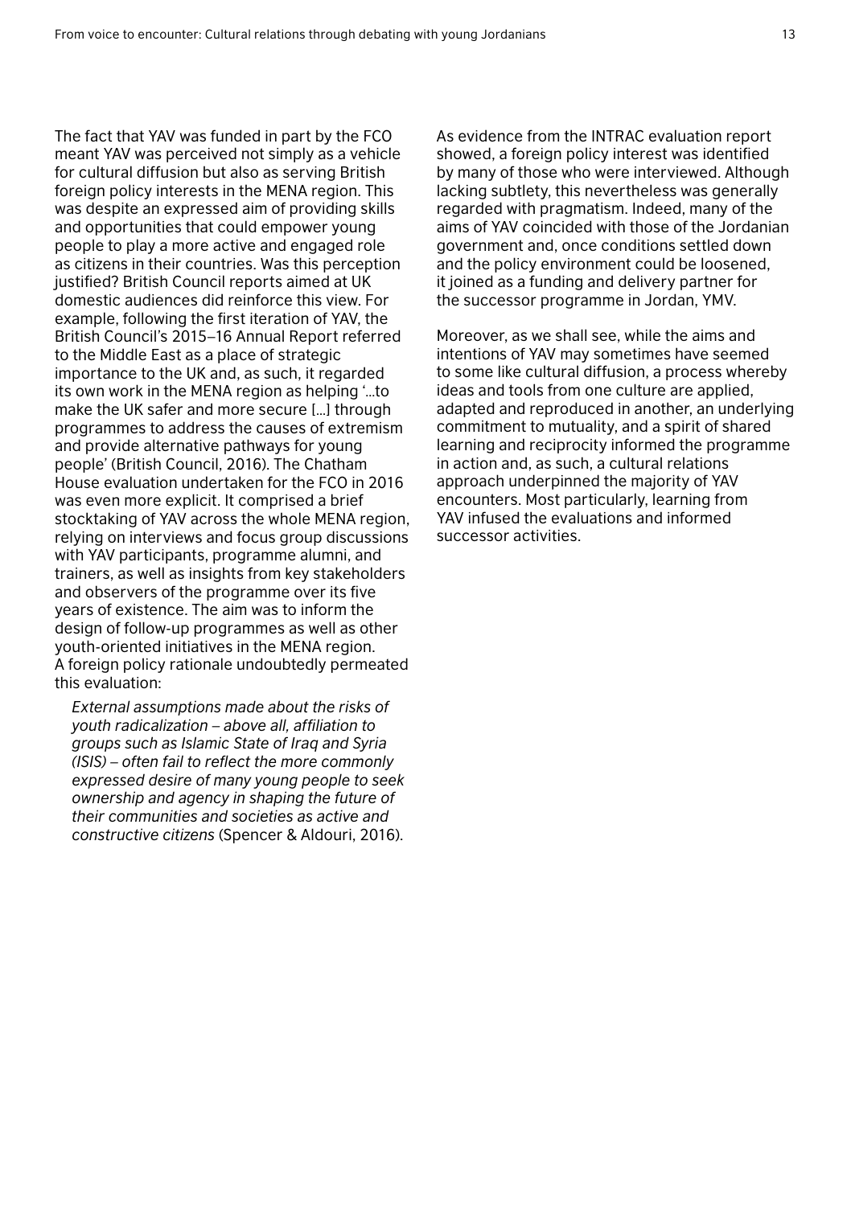The fact that YAV was funded in part by the FCO meant YAV was perceived not simply as a vehicle for cultural diffusion but also as serving British foreign policy interests in the MENA region. This was despite an expressed aim of providing skills and opportunities that could empower young people to play a more active and engaged role as citizens in their countries. Was this perception justified? British Council reports aimed at UK domestic audiences did reinforce this view. For example, following the first iteration of YAV, the British Council's 2015–16 Annual Report referred to the Middle East as a place of strategic importance to the UK and, as such, it regarded its own work in the MENA region as helping '…to make the UK safer and more secure […] through programmes to address the causes of extremism and provide alternative pathways for young people' (British Council, 2016). The Chatham House evaluation undertaken for the FCO in 2016 was even more explicit. It comprised a brief stocktaking of YAV across the whole MENA region, relying on interviews and focus group discussions with YAV participants, programme alumni, and trainers, as well as insights from key stakeholders and observers of the programme over its five years of existence. The aim was to inform the design of follow-up programmes as well as other youth-oriented initiatives in the MENA region. A foreign policy rationale undoubtedly permeated this evaluation:

> *External assumptions made about the risks of youth radicalization – above all, affiliation to groups such as Islamic State of Iraq and Syria (ISIS) – often fail to reflect the more commonly expressed desire of many young people to seek ownership and agency in shaping the future of their communities and societies as active and constructive citizens* (Spencer & Aldouri, 2016).

As evidence from the INTRAC evaluation report showed, a foreign policy interest was identified by many of those who were interviewed. Although lacking subtlety, this nevertheless was generally regarded with pragmatism. Indeed, many of the aims of YAV coincided with those of the Jordanian government and, once conditions settled down and the policy environment could be loosened, it joined as a funding and delivery partner for the successor programme in Jordan, YMV.

Moreover, as we shall see, while the aims and intentions of YAV may sometimes have seemed to some like cultural diffusion, a process whereby ideas and tools from one culture are applied, adapted and reproduced in another, an underlying commitment to mutuality, and a spirit of shared learning and reciprocity informed the programme in action and, as such, a cultural relations approach underpinned the majority of YAV encounters. Most particularly, learning from YAV infused the evaluations and informed successor activities.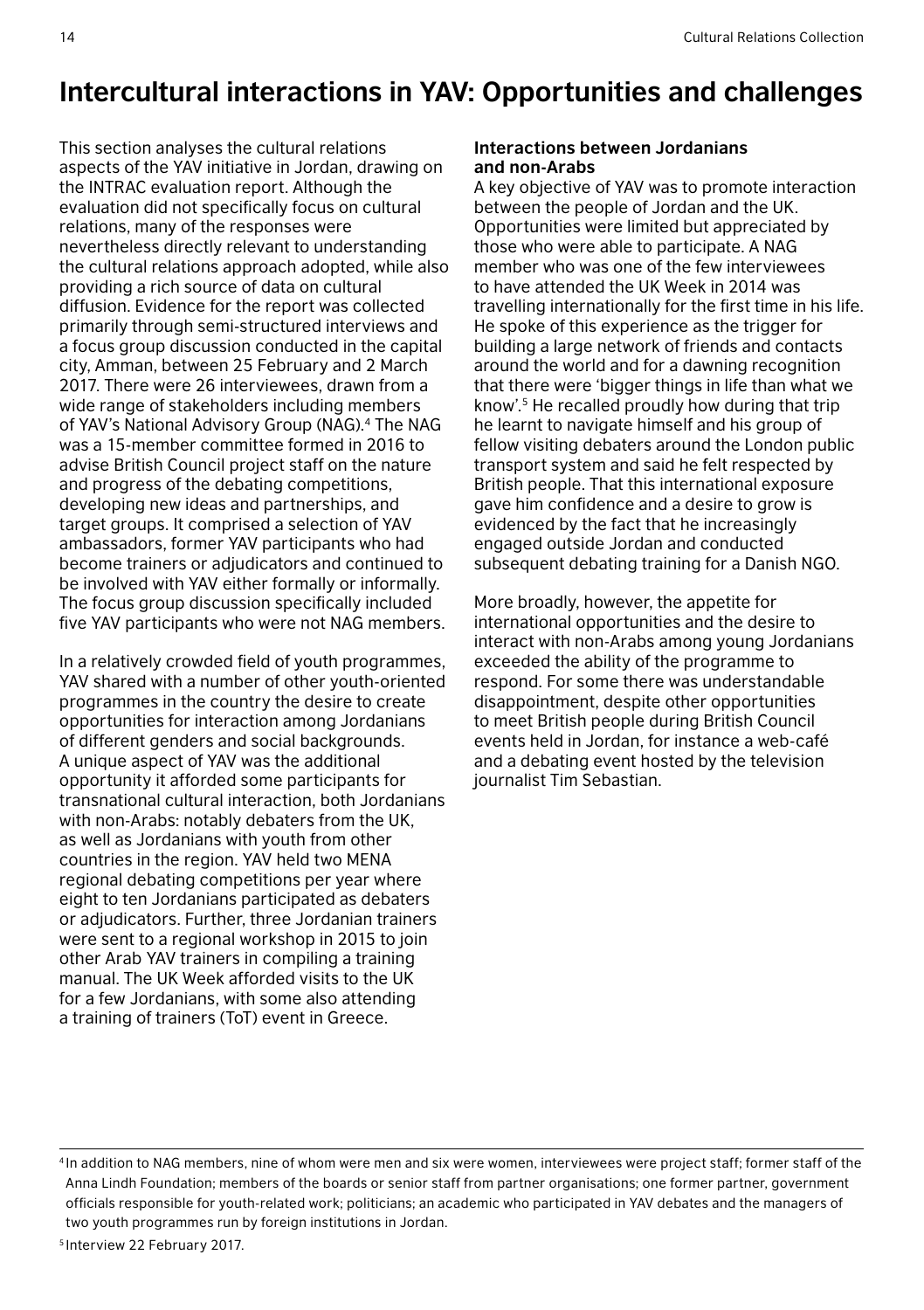# Intercultural interactions in YAV: Opportunities and challenges

This section analyses the cultural relations aspects of the YAV initiative in Jordan, drawing on the INTRAC evaluation report. Although the evaluation did not specifically focus on cultural relations, many of the responses were nevertheless directly relevant to understanding the cultural relations approach adopted, while also providing a rich source of data on cultural diffusion. Evidence for the report was collected primarily through semi-structured interviews and a focus group discussion conducted in the capital city, Amman, between 25 February and 2 March 2017. There were 26 interviewees, drawn from a wide range of stakeholders including members of YAV's National Advisory Group (NAG).[4] The NAG was a 15-member committee formed in 2016 to advise British Council project staff on the nature and progress of the debating competitions, developing new ideas and partnerships, and target groups. It comprised a selection of YAV ambassadors, former YAV participants who had become trainers or adjudicators and continued to be involved with YAV either formally or informally. The focus group discussion specifically included five YAV participants who were not NAG members.

In a relatively crowded field of youth programmes, YAV shared with a number of other youth-oriented programmes in the country the desire to create opportunities for interaction among Jordanians of different genders and social backgrounds. A unique aspect of YAV was the additional opportunity it afforded some participants for transnational cultural interaction, both Jordanians with non-Arabs: notably debaters from the UK, as well as Jordanians with youth from other countries in the region. YAV held two MENA regional debating competitions per year where eight to ten Jordanians participated as debaters or adjudicators. Further, three Jordanian trainers were sent to a regional workshop in 2015 to join other Arab YAV trainers in compiling a training manual. The UK Week afforded visits to the UK for a few Jordanians, with some also attending a training of trainers (ToT) event in Greece.

### Interactions between Jordanians and non-Arabs

A key objective of YAV was to promote interaction between the people of Jordan and the UK. Opportunities were limited but appreciated by those who were able to participate. A NAG member who was one of the few interviewees to have attended the UK Week in 2014 was travelling internationally for the first time in his life. He spoke of this experience as the trigger for building a large network of friends and contacts around the world and for a dawning recognition that there were 'bigger things in life than what we know'.[5] He recalled proudly how during that trip he learnt to navigate himself and his group of fellow visiting debaters around the London public transport system and said he felt respected by British people. That this international exposure gave him confidence and a desire to grow is evidenced by the fact that he increasingly engaged outside Jordan and conducted subsequent debating training for a Danish NGO.

More broadly, however, the appetite for international opportunities and the desire to interact with non-Arabs among young Jordanians exceeded the ability of the programme to respond. For some there was understandable disappointment, despite other opportunities to meet British people during British Council events held in Jordan, for instance a web-café and a debating event hosted by the television journalist Tim Sebastian.

---

[4] In addition to NAG members, nine of whom were men and six were women, interviewees were project staff; former staff of the Anna Lindh Foundation; members of the boards or senior staff from partner organisations; one former partner, government officials responsible for youth-related work; politicians; an academic who participated in YAV debates and the managers of two youth programmes run by foreign institutions in Jordan.

[5] Interview 22 February 2017.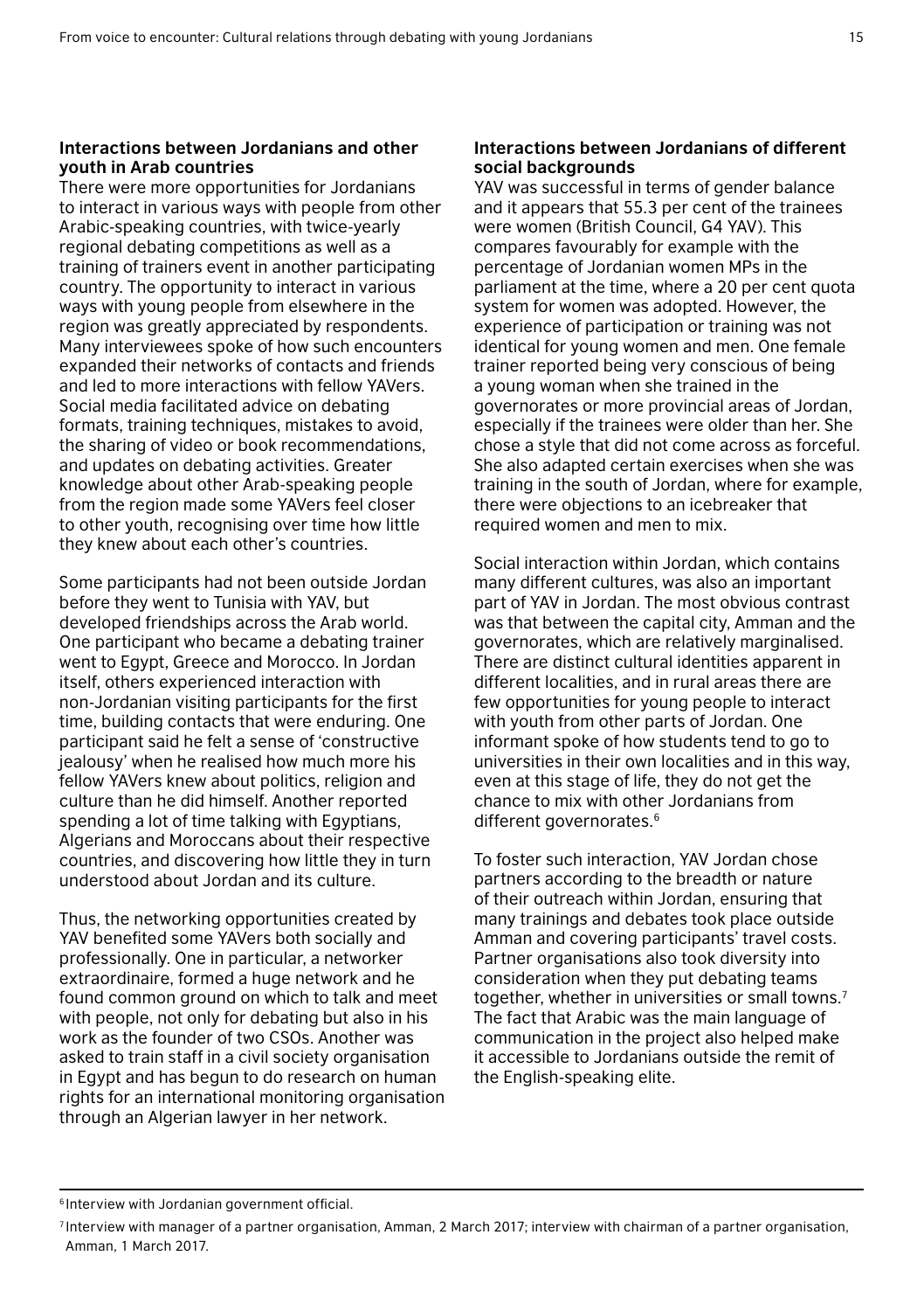### Interactions between Jordanians and other youth in Arab countries

There were more opportunities for Jordanians to interact in various ways with people from other Arabic-speaking countries, with twice-yearly regional debating competitions as well as a training of trainers event in another participating country. The opportunity to interact in various ways with young people from elsewhere in the region was greatly appreciated by respondents. Many interviewees spoke of how such encounters expanded their networks of contacts and friends and led to more interactions with fellow YAVers. Social media facilitated advice on debating formats, training techniques, mistakes to avoid, the sharing of video or book recommendations, and updates on debating activities. Greater knowledge about other Arab-speaking people from the region made some YAVers feel closer to other youth, recognising over time how little they knew about each other's countries.

Some participants had not been outside Jordan before they went to Tunisia with YAV, but developed friendships across the Arab world. One participant who became a debating trainer went to Egypt, Greece and Morocco. In Jordan itself, others experienced interaction with non-Jordanian visiting participants for the first time, building contacts that were enduring. One participant said he felt a sense of 'constructive jealousy' when he realised how much more his fellow YAVers knew about politics, religion and culture than he did himself. Another reported spending a lot of time talking with Egyptians, Algerians and Moroccans about their respective countries, and discovering how little they in turn understood about Jordan and its culture.

Thus, the networking opportunities created by YAV benefited some YAVers both socially and professionally. One in particular, a networker extraordinaire, formed a huge network and he found common ground on which to talk and meet with people, not only for debating but also in his work as the founder of two CSOs. Another was asked to train staff in a civil society organisation in Egypt and has begun to do research on human rights for an international monitoring organisation through an Algerian lawyer in her network.

### Interactions between Jordanians of different social backgrounds

YAV was successful in terms of gender balance and it appears that 55.3 per cent of the trainees were women (British Council, G4 YAV). This compares favourably for example with the percentage of Jordanian women MPs in the parliament at the time, where a 20 per cent quota system for women was adopted. However, the experience of participation or training was not identical for young women and men. One female trainer reported being very conscious of being a young woman when she trained in the governorates or more provincial areas of Jordan, especially if the trainees were older than her. She chose a style that did not come across as forceful. She also adapted certain exercises when she was training in the south of Jordan, where for example, there were objections to an icebreaker that required women and men to mix.

Social interaction within Jordan, which contains many different cultures, was also an important part of YAV in Jordan. The most obvious contrast was that between the capital city, Amman and the governorates, which are relatively marginalised. There are distinct cultural identities apparent in different localities, and in rural areas there are few opportunities for young people to interact with youth from other parts of Jordan. One informant spoke of how students tend to go to universities in their own localities and in this way, even at this stage of life, they do not get the chance to mix with other Jordanians from different governorates.[6]

To foster such interaction, YAV Jordan chose partners according to the breadth or nature of their outreach within Jordan, ensuring that many trainings and debates took place outside Amman and covering participants' travel costs. Partner organisations also took diversity into consideration when they put debating teams together, whether in universities or small towns.[7] The fact that Arabic was the main language of communication in the project also helped make it accessible to Jordanians outside the remit of the English-speaking elite.

---

[6] Interview with Jordanian government official.

[7] Interview with manager of a partner organisation, Amman, 2 March 2017; interview with chairman of a partner organisation, Amman, 1 March 2017.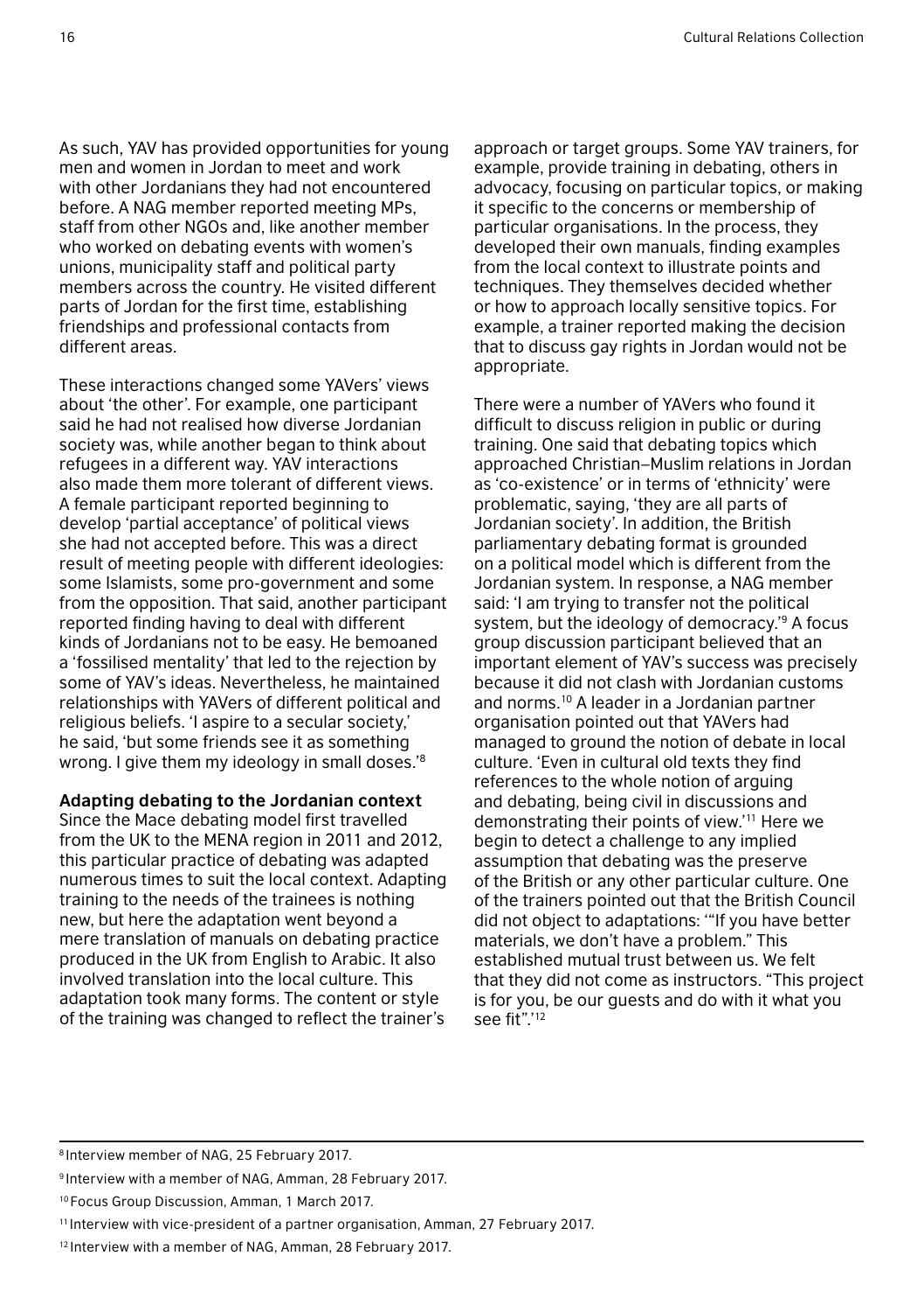As such, YAV has provided opportunities for young men and women in Jordan to meet and work with other Jordanians they had not encountered before. A NAG member reported meeting MPs, staff from other NGOs and, like another member who worked on debating events with women's unions, municipality staff and political party members across the country. He visited different parts of Jordan for the first time, establishing friendships and professional contacts from different areas.

These interactions changed some YAVers' views about 'the other'. For example, one participant said he had not realised how diverse Jordanian society was, while another began to think about refugees in a different way. YAV interactions also made them more tolerant of different views. A female participant reported beginning to develop 'partial acceptance' of political views she had not accepted before. This was a direct result of meeting people with different ideologies: some Islamists, some pro-government and some from the opposition. That said, another participant reported finding having to deal with different kinds of Jordanians not to be easy. He bemoaned a 'fossilised mentality' that led to the rejection by some of YAV's ideas. Nevertheless, he maintained relationships with YAVers of different political and religious beliefs. 'I aspire to a secular society,' he said, 'but some friends see it as something wrong. I give them my ideology in small doses.'[8]

**Adapting debating to the Jordanian context**

Since the Mace debating model first travelled from the UK to the MENA region in 2011 and 2012, this particular practice of debating was adapted numerous times to suit the local context. Adapting training to the needs of the trainees is nothing new, but here the adaptation went beyond a mere translation of manuals on debating practice produced in the UK from English to Arabic. It also involved translation into the local culture. This adaptation took many forms. The content or style of the training was changed to reflect the trainer's approach or target groups. Some YAV trainers, for example, provide training in debating, others in advocacy, focusing on particular topics, or making it specific to the concerns or membership of particular organisations. In the process, they developed their own manuals, finding examples from the local context to illustrate points and techniques. They themselves decided whether or how to approach locally sensitive topics. For example, a trainer reported making the decision that to discuss gay rights in Jordan would not be appropriate.

There were a number of YAVers who found it difficult to discuss religion in public or during training. One said that debating topics which approached Christian–Muslim relations in Jordan as 'co-existence' or in terms of 'ethnicity' were problematic, saying, 'they are all parts of Jordanian society'. In addition, the British parliamentary debating format is grounded on a political model which is different from the Jordanian system. In response, a NAG member said: 'I am trying to transfer not the political system, but the ideology of democracy.'[9] A focus group discussion participant believed that an important element of YAV's success was precisely because it did not clash with Jordanian customs and norms.[10] A leader in a Jordanian partner organisation pointed out that YAVers had managed to ground the notion of debate in local culture. 'Even in cultural old texts they find references to the whole notion of arguing and debating, being civil in discussions and demonstrating their points of view.'[11] Here we begin to detect a challenge to any implied assumption that debating was the preserve of the British or any other particular culture. One of the trainers pointed out that the British Council did not object to adaptations: '"If you have better materials, we don't have a problem." This established mutual trust between us. We felt that they did not come as instructors. "This project is for you, be our guests and do with it what you see fit".'[12]

---

[8] Interview member of NAG, 25 February 2017.

[9] Interview with a member of NAG, Amman, 28 February 2017.

[10] Focus Group Discussion, Amman, 1 March 2017.

[11] Interview with vice-president of a partner organisation, Amman, 27 February 2017.

[12] Interview with a member of NAG, Amman, 28 February 2017.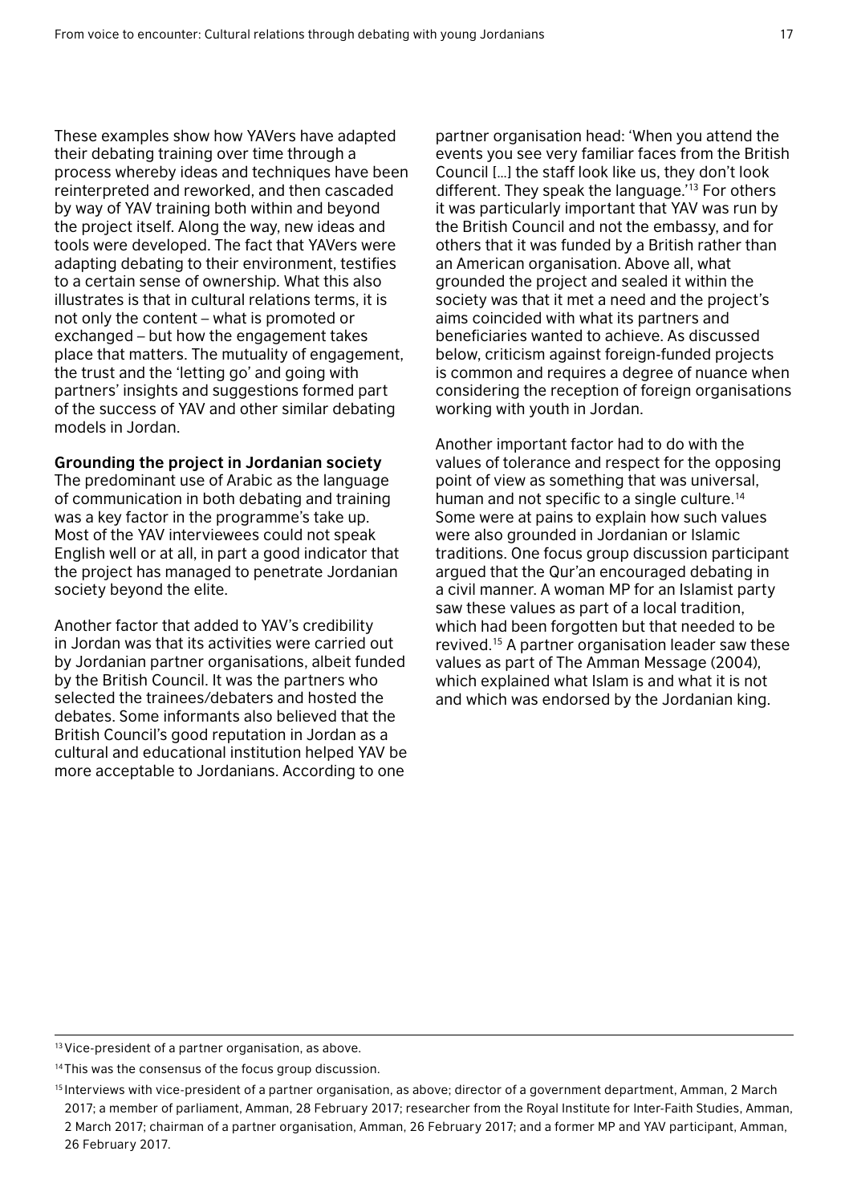These examples show how YAVers have adapted their debating training over time through a process whereby ideas and techniques have been reinterpreted and reworked, and then cascaded by way of YAV training both within and beyond the project itself. Along the way, new ideas and tools were developed. The fact that YAVers were adapting debating to their environment, testifies to a certain sense of ownership. What this also illustrates is that in cultural relations terms, it is not only the content – what is promoted or exchanged – but how the engagement takes place that matters. The mutuality of engagement, the trust and the 'letting go' and going with partners' insights and suggestions formed part of the success of YAV and other similar debating models in Jordan.

**Grounding the project in Jordanian society**

The predominant use of Arabic as the language of communication in both debating and training was a key factor in the programme's take up. Most of the YAV interviewees could not speak English well or at all, in part a good indicator that the project has managed to penetrate Jordanian society beyond the elite.

Another factor that added to YAV's credibility in Jordan was that its activities were carried out by Jordanian partner organisations, albeit funded by the British Council. It was the partners who selected the trainees/debaters and hosted the debates. Some informants also believed that the British Council's good reputation in Jordan as a cultural and educational institution helped YAV be more acceptable to Jordanians. According to one partner organisation head: 'When you attend the events you see very familiar faces from the British Council [...] the staff look like us, they don't look different. They speak the language.'[13] For others it was particularly important that YAV was run by the British Council and not the embassy, and for others that it was funded by a British rather than an American organisation. Above all, what grounded the project and sealed it within the society was that it met a need and the project's aims coincided with what its partners and beneficiaries wanted to achieve. As discussed below, criticism against foreign-funded projects is common and requires a degree of nuance when considering the reception of foreign organisations working with youth in Jordan.

Another important factor had to do with the values of tolerance and respect for the opposing point of view as something that was universal, human and not specific to a single culture.[14] Some were at pains to explain how such values were also grounded in Jordanian or Islamic traditions. One focus group discussion participant argued that the Qur'an encouraged debating in a civil manner. A woman MP for an Islamist party saw these values as part of a local tradition, which had been forgotten but that needed to be revived.[15] A partner organisation leader saw these values as part of The Amman Message (2004), which explained what Islam is and what it is not and which was endorsed by the Jordanian king.

---

[13] Vice-president of a partner organisation, as above.

[14] This was the consensus of the focus group discussion.

[15] Interviews with vice-president of a partner organisation, as above; director of a government department, Amman, 2 March 2017; a member of parliament, Amman, 28 February 2017; researcher from the Royal Institute for Inter-Faith Studies, Amman, 2 March 2017; chairman of a partner organisation, Amman, 26 February 2017; and a former MP and YAV participant, Amman, 26 February 2017.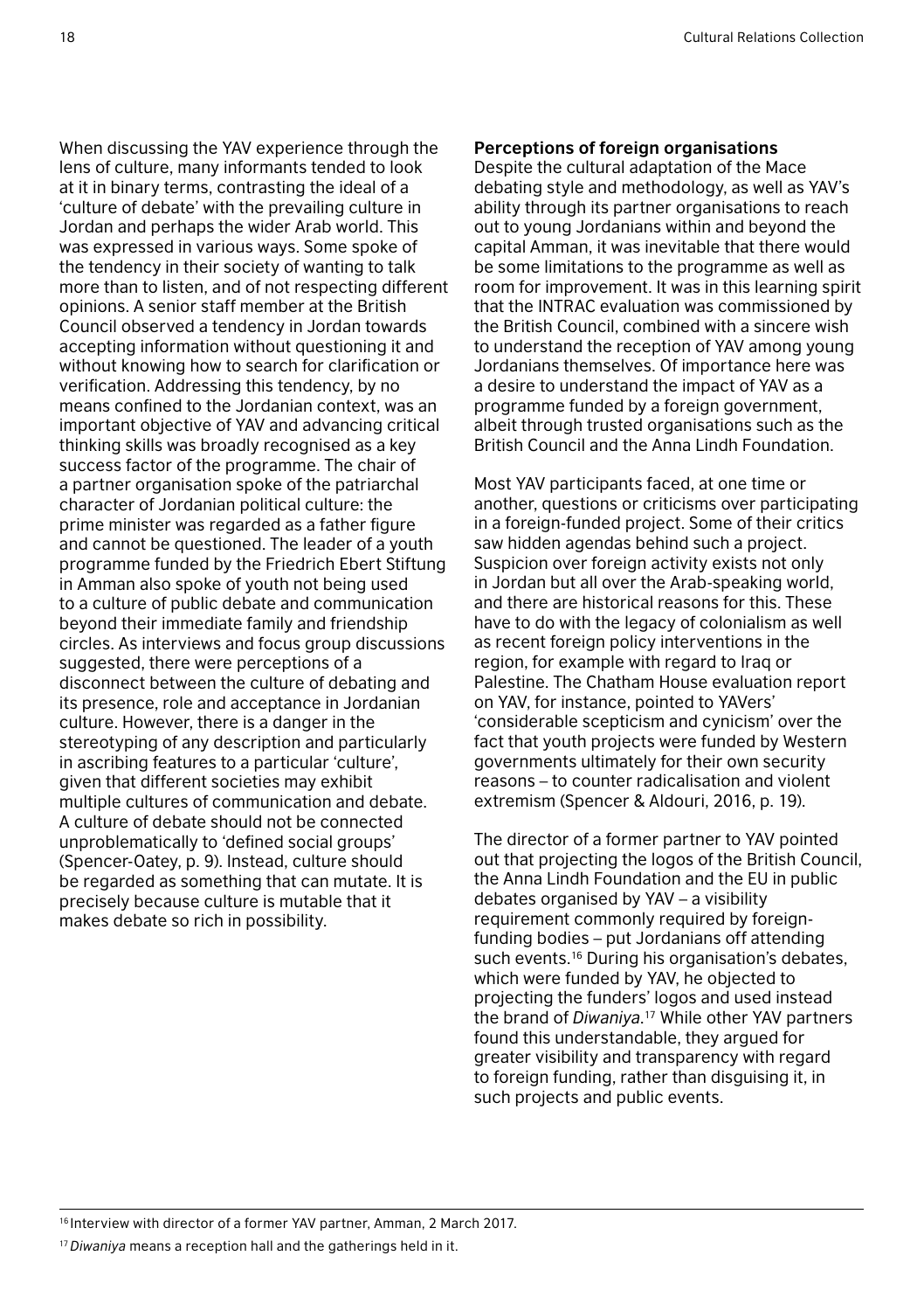When discussing the YAV experience through the lens of culture, many informants tended to look at it in binary terms, contrasting the ideal of a 'culture of debate' with the prevailing culture in Jordan and perhaps the wider Arab world. This was expressed in various ways. Some spoke of the tendency in their society of wanting to talk more than to listen, and of not respecting different opinions. A senior staff member at the British Council observed a tendency in Jordan towards accepting information without questioning it and without knowing how to search for clarification or verification. Addressing this tendency, by no means confined to the Jordanian context, was an important objective of YAV and advancing critical thinking skills was broadly recognised as a key success factor of the programme. The chair of a partner organisation spoke of the patriarchal character of Jordanian political culture: the prime minister was regarded as a father figure and cannot be questioned. The leader of a youth programme funded by the Friedrich Ebert Stiftung in Amman also spoke of youth not being used to a culture of public debate and communication beyond their immediate family and friendship circles. As interviews and focus group discussions suggested, there were perceptions of a disconnect between the culture of debating and its presence, role and acceptance in Jordanian culture. However, there is a danger in the stereotyping of any description and particularly in ascribing features to a particular 'culture', given that different societies may exhibit multiple cultures of communication and debate. A culture of debate should not be connected unproblematically to 'defined social groups' (Spencer-Oatey, p. 9). Instead, culture should be regarded as something that can mutate. It is precisely because culture is mutable that it makes debate so rich in possibility.

**Perceptions of foreign organisations**

Despite the cultural adaptation of the Mace debating style and methodology, as well as YAV's ability through its partner organisations to reach out to young Jordanians within and beyond the capital Amman, it was inevitable that there would be some limitations to the programme as well as room for improvement. It was in this learning spirit that the INTRAC evaluation was commissioned by the British Council, combined with a sincere wish to understand the reception of YAV among young Jordanians themselves. Of importance here was a desire to understand the impact of YAV as a programme funded by a foreign government, albeit through trusted organisations such as the British Council and the Anna Lindh Foundation.

Most YAV participants faced, at one time or another, questions or criticisms over participating in a foreign-funded project. Some of their critics saw hidden agendas behind such a project. Suspicion over foreign activity exists not only in Jordan but all over the Arab-speaking world, and there are historical reasons for this. These have to do with the legacy of colonialism as well as recent foreign policy interventions in the region, for example with regard to Iraq or Palestine. The Chatham House evaluation report on YAV, for instance, pointed to YAVers' 'considerable scepticism and cynicism' over the fact that youth projects were funded by Western governments ultimately for their own security reasons – to counter radicalisation and violent extremism (Spencer & Aldouri, 2016, p. 19).

The director of a former partner to YAV pointed out that projecting the logos of the British Council, the Anna Lindh Foundation and the EU in public debates organised by YAV – a visibility requirement commonly required by foreign-funding bodies – put Jordanians off attending such events.[16] During his organisation's debates, which were funded by YAV, he objected to projecting the funders' logos and used instead the brand of *Diwaniya*.[17] While other YAV partners found this understandable, they argued for greater visibility and transparency with regard to foreign funding, rather than disguising it, in such projects and public events.

[16] Interview with director of a former YAV partner, Amman, 2 March 2017.

[17] *Diwaniya* means a reception hall and the gatherings held in it.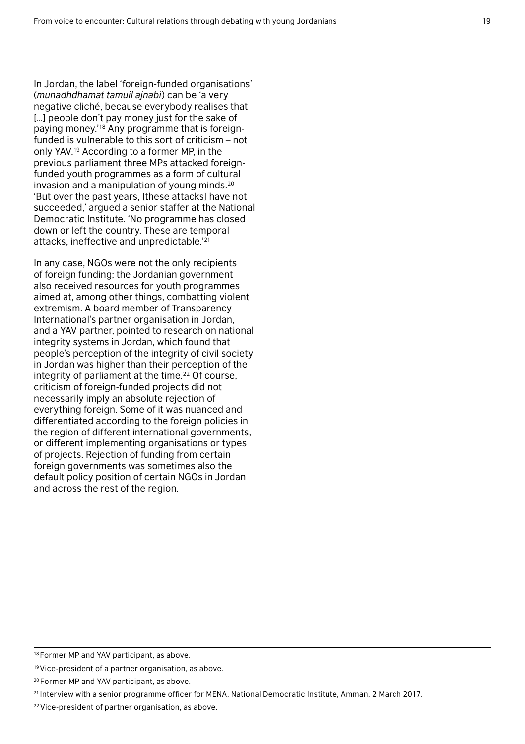In Jordan, the label 'foreign-funded organisations' (*munadhdhamat tamuil ajnabi*) can be 'a very negative cliché, because everybody realises that [...] people don't pay money just for the sake of paying money.'[18] Any programme that is foreign-funded is vulnerable to this sort of criticism – not only YAV.[19] According to a former MP, in the previous parliament three MPs attacked foreign-funded youth programmes as a form of cultural invasion and a manipulation of young minds.[20] 'But over the past years, [these attacks] have not succeeded,' argued a senior staffer at the National Democratic Institute. 'No programme has closed down or left the country. These are temporal attacks, ineffective and unpredictable.'[21]

In any case, NGOs were not the only recipients of foreign funding; the Jordanian government also received resources for youth programmes aimed at, among other things, combatting violent extremism. A board member of Transparency International's partner organisation in Jordan, and a YAV partner, pointed to research on national integrity systems in Jordan, which found that people's perception of the integrity of civil society in Jordan was higher than their perception of the integrity of parliament at the time.[22] Of course, criticism of foreign-funded projects did not necessarily imply an absolute rejection of everything foreign. Some of it was nuanced and differentiated according to the foreign policies in the region of different international governments, or different implementing organisations or types of projects. Rejection of funding from certain foreign governments was sometimes also the default policy position of certain NGOs in Jordan and across the rest of the region.

---

[18] Former MP and YAV participant, as above.

[19] Vice-president of a partner organisation, as above.

[20] Former MP and YAV participant, as above.

[21] Interview with a senior programme officer for MENA, National Democratic Institute, Amman, 2 March 2017.

[22] Vice-president of partner organisation, as above.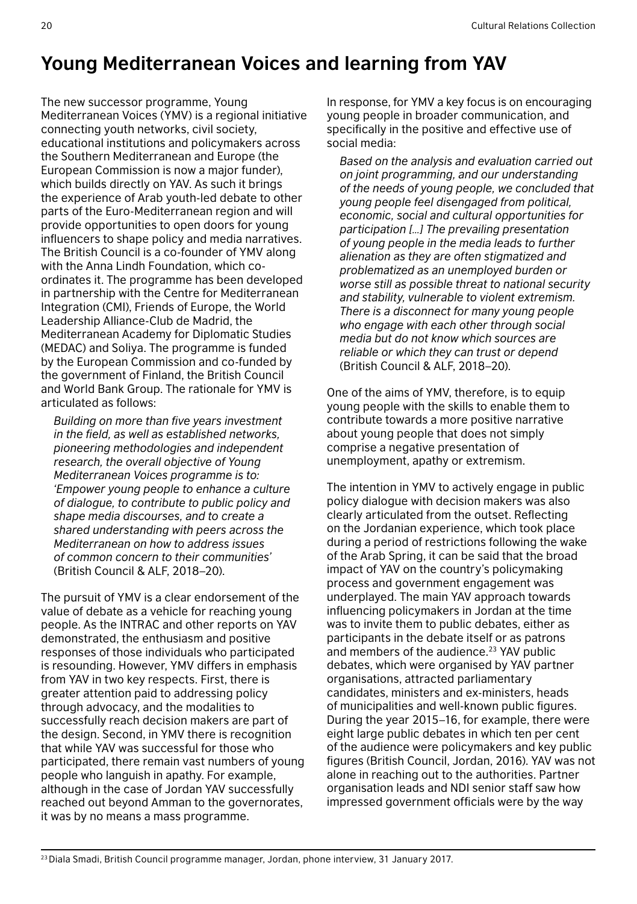# Young Mediterranean Voices and learning from YAV

The new successor programme, Young Mediterranean Voices (YMV) is a regional initiative connecting youth networks, civil society, educational institutions and policymakers across the Southern Mediterranean and Europe (the European Commission is now a major funder), which builds directly on YAV. As such it brings the experience of Arab youth-led debate to other parts of the Euro-Mediterranean region and will provide opportunities to open doors for young influencers to shape policy and media narratives. The British Council is a co-founder of YMV along with the Anna Lindh Foundation, which co-ordinates it. The programme has been developed in partnership with the Centre for Mediterranean Integration (CMI), Friends of Europe, the World Leadership Alliance-Club de Madrid, the Mediterranean Academy for Diplomatic Studies (MEDAC) and Soliya. The programme is funded by the European Commission and co-funded by the government of Finland, the British Council and World Bank Group. The rationale for YMV is articulated as follows:

> *Building on more than five years investment in the field, as well as established networks, pioneering methodologies and independent research, the overall objective of Young Mediterranean Voices programme is to: 'Empower young people to enhance a culture of dialogue, to contribute to public policy and shape media discourses, and to create a shared understanding with peers across the Mediterranean on how to address issues of common concern to their communities'* (British Council & ALF, 2018–20).

The pursuit of YMV is a clear endorsement of the value of debate as a vehicle for reaching young people. As the INTRAC and other reports on YAV demonstrated, the enthusiasm and positive responses of those individuals who participated is resounding. However, YMV differs in emphasis from YAV in two key respects. First, there is greater attention paid to addressing policy through advocacy, and the modalities to successfully reach decision makers are part of the design. Second, in YMV there is recognition that while YAV was successful for those who participated, there remain vast numbers of young people who languish in apathy. For example, although in the case of Jordan YAV successfully reached out beyond Amman to the governorates, it was by no means a mass programme.

In response, for YMV a key focus is on encouraging young people in broader communication, and specifically in the positive and effective use of social media:

> *Based on the analysis and evaluation carried out on joint programming, and our understanding of the needs of young people, we concluded that young people feel disengaged from political, economic, social and cultural opportunities for participation […] The prevailing presentation of young people in the media leads to further alienation as they are often stigmatized and problematized as an unemployed burden or worse still as possible threat to national security and stability, vulnerable to violent extremism. There is a disconnect for many young people who engage with each other through social media but do not know which sources are reliable or which they can trust or depend* (British Council & ALF, 2018–20).

One of the aims of YMV, therefore, is to equip young people with the skills to enable them to contribute towards a more positive narrative about young people that does not simply comprise a negative presentation of unemployment, apathy or extremism.

The intention in YMV to actively engage in public policy dialogue with decision makers was also clearly articulated from the outset. Reflecting on the Jordanian experience, which took place during a period of restrictions following the wake of the Arab Spring, it can be said that the broad impact of YAV on the country's policymaking process and government engagement was underplayed. The main YAV approach towards influencing policymakers in Jordan at the time was to invite them to public debates, either as participants in the debate itself or as patrons and members of the audience.[23] YAV public debates, which were organised by YAV partner organisations, attracted parliamentary candidates, ministers and ex-ministers, heads of municipalities and well-known public figures. During the year 2015–16, for example, there were eight large public debates in which ten per cent of the audience were policymakers and key public figures (British Council, Jordan, 2016). YAV was not alone in reaching out to the authorities. Partner organisation leads and NDI senior staff saw how impressed government officials were by the way

[23] Diala Smadi, British Council programme manager, Jordan, phone interview, 31 January 2017.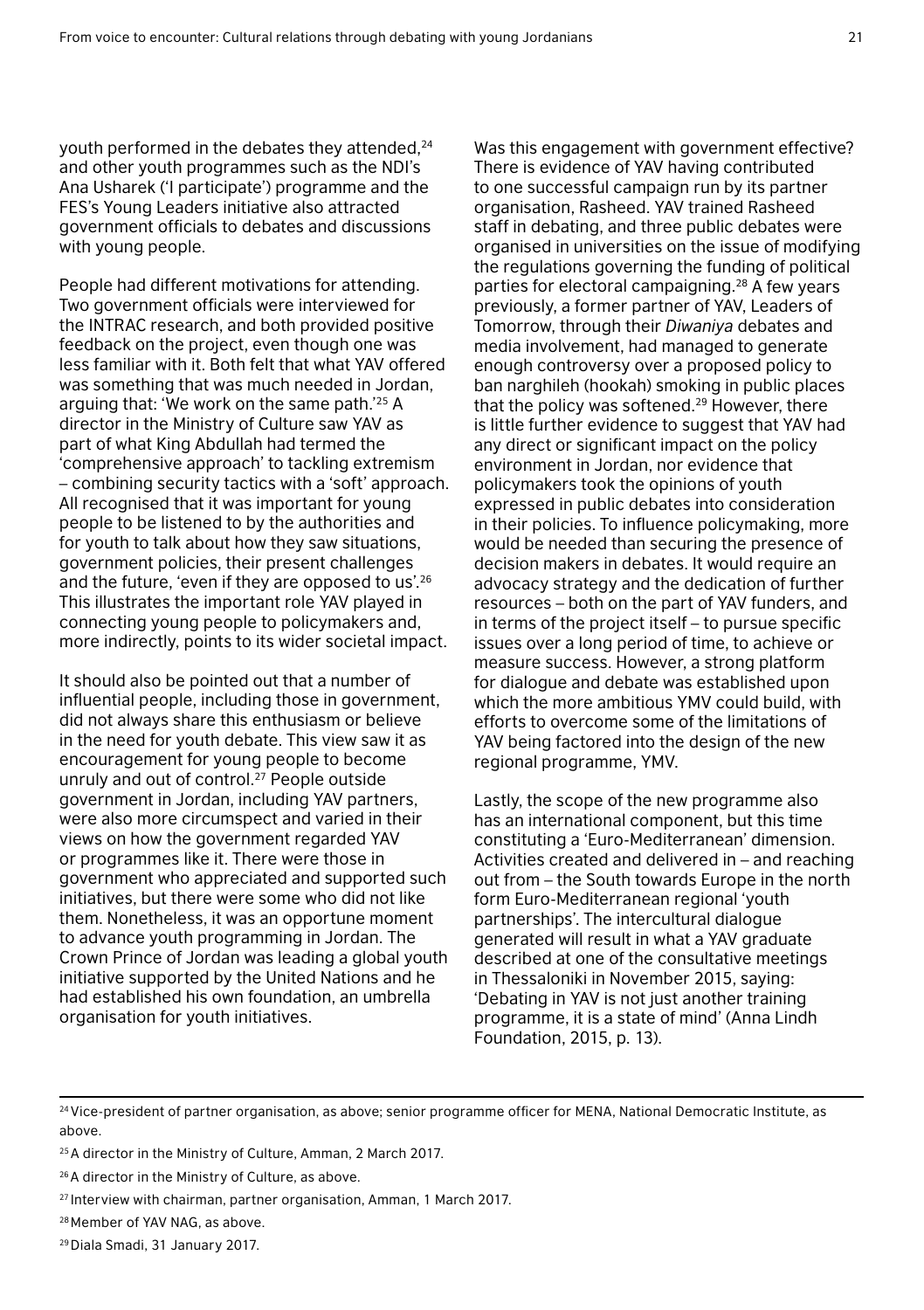youth performed in the debates they attended,[24] and other youth programmes such as the NDI's Ana Usharek ('I participate') programme and the FES's Young Leaders initiative also attracted government officials to debates and discussions with young people.

People had different motivations for attending. Two government officials were interviewed for the INTRAC research, and both provided positive feedback on the project, even though one was less familiar with it. Both felt that what YAV offered was something that was much needed in Jordan, arguing that: 'We work on the same path.'[25] A director in the Ministry of Culture saw YAV as part of what King Abdullah had termed the 'comprehensive approach' to tackling extremism – combining security tactics with a 'soft' approach. All recognised that it was important for young people to be listened to by the authorities and for youth to talk about how they saw situations, government policies, their present challenges and the future, 'even if they are opposed to us'.[26] This illustrates the important role YAV played in connecting young people to policymakers and, more indirectly, points to its wider societal impact.

It should also be pointed out that a number of influential people, including those in government, did not always share this enthusiasm or believe in the need for youth debate. This view saw it as encouragement for young people to become unruly and out of control.[27] People outside government in Jordan, including YAV partners, were also more circumspect and varied in their views on how the government regarded YAV or programmes like it. There were those in government who appreciated and supported such initiatives, but there were some who did not like them. Nonetheless, it was an opportune moment to advance youth programming in Jordan. The Crown Prince of Jordan was leading a global youth initiative supported by the United Nations and he had established his own foundation, an umbrella organisation for youth initiatives.

Was this engagement with government effective? There is evidence of YAV having contributed to one successful campaign run by its partner organisation, Rasheed. YAV trained Rasheed staff in debating, and three public debates were organised in universities on the issue of modifying the regulations governing the funding of political parties for electoral campaigning.[28] A few years previously, a former partner of YAV, Leaders of Tomorrow, through their *Diwaniya* debates and media involvement, had managed to generate enough controversy over a proposed policy to ban narghileh (hookah) smoking in public places that the policy was softened.[29] However, there is little further evidence to suggest that YAV had any direct or significant impact on the policy environment in Jordan, nor evidence that policymakers took the opinions of youth expressed in public debates into consideration in their policies. To influence policymaking, more would be needed than securing the presence of decision makers in debates. It would require an advocacy strategy and the dedication of further resources – both on the part of YAV funders, and in terms of the project itself – to pursue specific issues over a long period of time, to achieve or measure success. However, a strong platform for dialogue and debate was established upon which the more ambitious YMV could build, with efforts to overcome some of the limitations of YAV being factored into the design of the new regional programme, YMV.

Lastly, the scope of the new programme also has an international component, but this time constituting a 'Euro-Mediterranean' dimension. Activities created and delivered in – and reaching out from – the South towards Europe in the north form Euro-Mediterranean regional 'youth partnerships'. The intercultural dialogue generated will result in what a YAV graduate described at one of the consultative meetings in Thessaloniki in November 2015, saying: 'Debating in YAV is not just another training programme, it is a state of mind' (Anna Lindh Foundation, 2015, p. 13).

---

[24] Vice-president of partner organisation, as above; senior programme officer for MENA, National Democratic Institute, as above.

[25] A director in the Ministry of Culture, Amman, 2 March 2017.

[26] A director in the Ministry of Culture, as above.

[27] Interview with chairman, partner organisation, Amman, 1 March 2017.

[28] Member of YAV NAG, as above.

[29] Diala Smadi, 31 January 2017.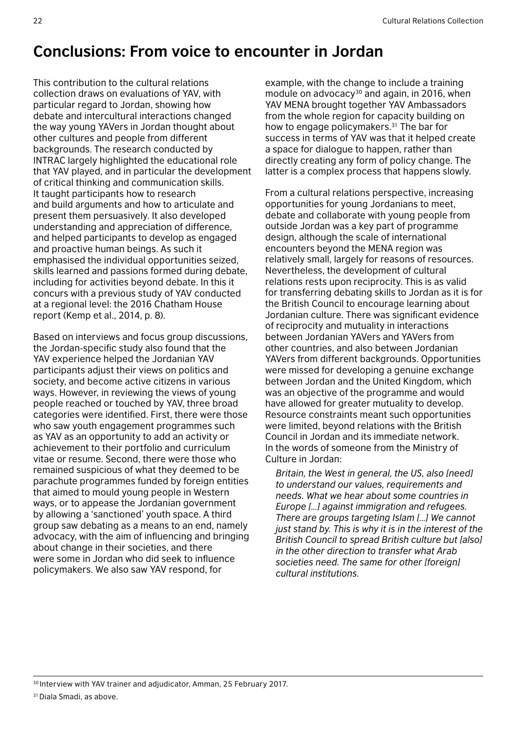## Conclusions: From voice to encounter in Jordan

This contribution to the cultural relations collection draws on evaluations of YAV, with particular regard to Jordan, showing how debate and intercultural interactions changed the way young YAVers in Jordan thought about other cultures and people from different backgrounds. The research conducted by INTRAC largely highlighted the educational role that YAV played, and in particular the development of critical thinking and communication skills. It taught participants how to research and build arguments and how to articulate and present them persuasively. It also developed understanding and appreciation of difference, and helped participants to develop as engaged and proactive human beings. As such it emphasised the individual opportunities seized, skills learned and passions formed during debate, including for activities beyond debate. In this it concurs with a previous study of YAV conducted at a regional level: the 2016 Chatham House report (Kemp et al., 2014, p. 8).

Based on interviews and focus group discussions, the Jordan-specific study also found that the YAV experience helped the Jordanian YAV participants adjust their views on politics and society, and become active citizens in various ways. However, in reviewing the views of young people reached or touched by YAV, three broad categories were identified. First, there were those who saw youth engagement programmes such as YAV as an opportunity to add an activity or achievement to their portfolio and curriculum vitae or resume. Second, there were those who remained suspicious of what they deemed to be parachute programmes funded by foreign entities that aimed to mould young people in Western ways, or to appease the Jordanian government by allowing a 'sanctioned' youth space. A third group saw debating as a means to an end, namely advocacy, with the aim of influencing and bringing about change in their societies, and there were some in Jordan who did seek to influence policymakers. We also saw YAV respond, for example, with the change to include a training module on advocacy[30] and again, in 2016, when YAV MENA brought together YAV Ambassadors from the whole region for capacity building on how to engage policymakers.[31] The bar for success in terms of YAV was that it helped create a space for dialogue to happen, rather than directly creating any form of policy change. The latter is a complex process that happens slowly.

From a cultural relations perspective, increasing opportunities for young Jordanians to meet, debate and collaborate with young people from outside Jordan was a key part of programme design, although the scale of international encounters beyond the MENA region was relatively small, largely for reasons of resources. Nevertheless, the development of cultural relations rests upon reciprocity. This is as valid for transferring debating skills to Jordan as it is for the British Council to encourage learning about Jordanian culture. There was significant evidence of reciprocity and mutuality in interactions between Jordanian YAVers and YAVers from other countries, and also between Jordanian YAVers from different backgrounds. Opportunities were missed for developing a genuine exchange between Jordan and the United Kingdom, which was an objective of the programme and would have allowed for greater mutuality to develop. Resource constraints meant such opportunities were limited, beyond relations with the British Council in Jordan and its immediate network. In the words of someone from the Ministry of Culture in Jordan:

> *Britain, the West in general, the US, also [need] to understand our values, requirements and needs. What we hear about some countries in Europe […] against immigration and refugees. There are groups targeting Islam […] We cannot just stand by. This is why it is in the interest of the British Council to spread British culture but [also] in the other direction to transfer what Arab societies need. The same for other [foreign] cultural institutions.*

---

[30] Interview with YAV trainer and adjudicator, Amman, 25 February 2017.

[31] Diala Smadi, as above.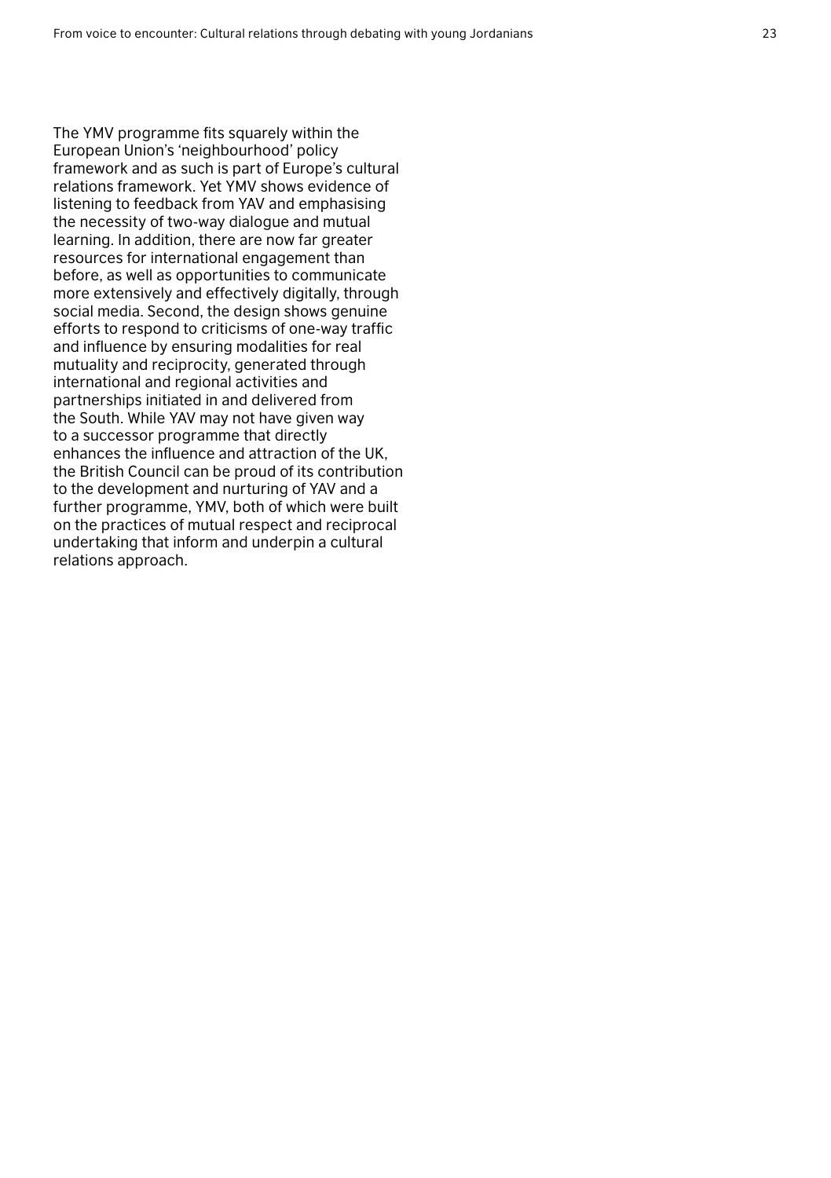The YMV programme fits squarely within the European Union's 'neighbourhood' policy framework and as such is part of Europe's cultural relations framework. Yet YMV shows evidence of listening to feedback from YAV and emphasising the necessity of two-way dialogue and mutual learning. In addition, there are now far greater resources for international engagement than before, as well as opportunities to communicate more extensively and effectively digitally, through social media. Second, the design shows genuine efforts to respond to criticisms of one-way traffic and influence by ensuring modalities for real mutuality and reciprocity, generated through international and regional activities and partnerships initiated in and delivered from the South. While YAV may not have given way to a successor programme that directly enhances the influence and attraction of the UK, the British Council can be proud of its contribution to the development and nurturing of YAV and a further programme, YMV, both of which were built on the practices of mutual respect and reciprocal undertaking that inform and underpin a cultural relations approach.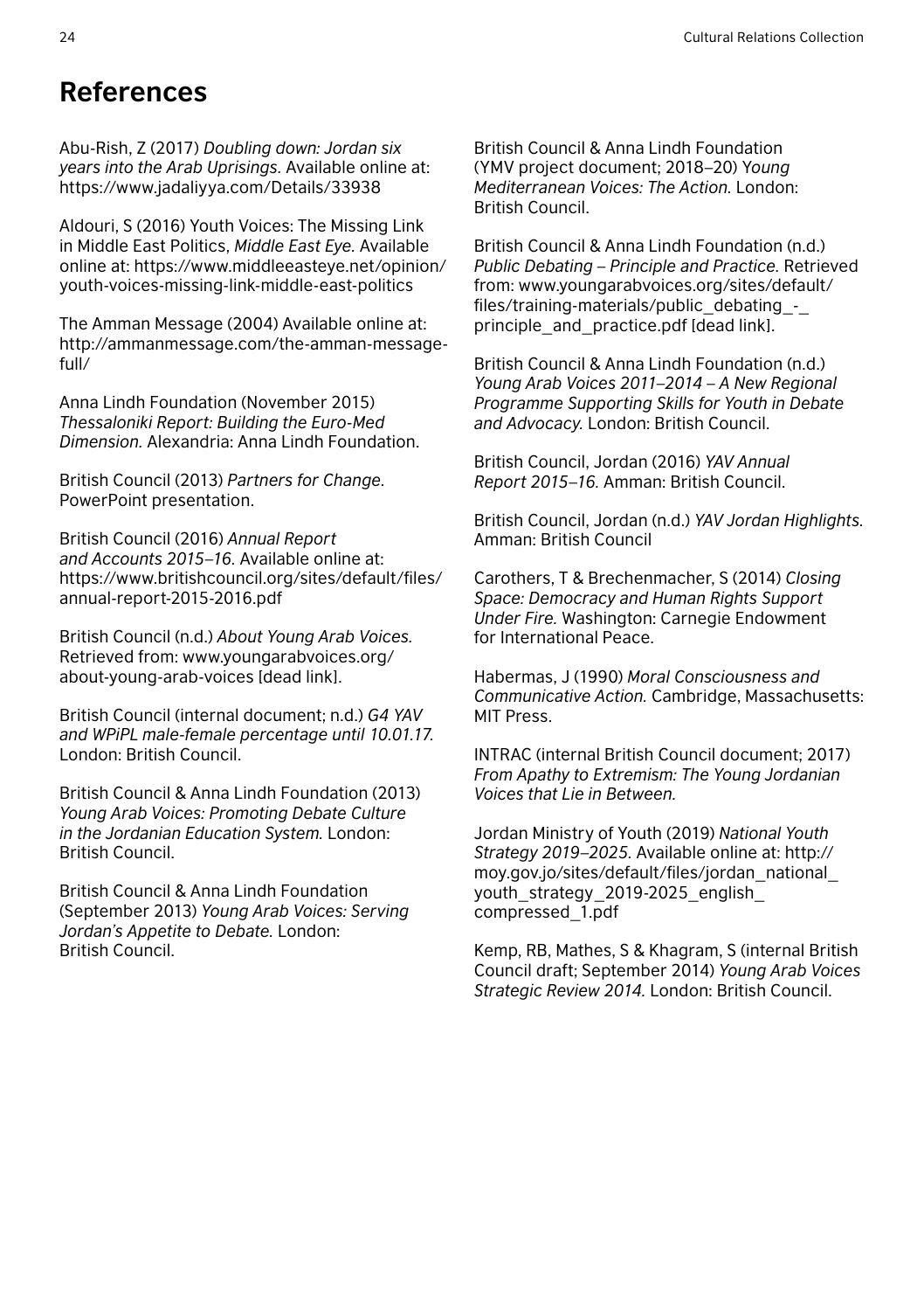## References

Abu-Rish, Z (2017) *Doubling down: Jordan six years into the Arab Uprisings.* Available online at: https://www.jadaliyya.com/Details/33938

Aldouri, S (2016) Youth Voices: The Missing Link in Middle East Politics, *Middle East Eye.* Available online at: https://www.middleeasteye.net/opinion/youth-voices-missing-link-middle-east-politics

The Amman Message (2004) Available online at: http://ammanmessage.com/the-amman-message-full/

Anna Lindh Foundation (November 2015) *Thessaloniki Report: Building the Euro-Med Dimension.* Alexandria: Anna Lindh Foundation.

British Council (2013) *Partners for Change.* PowerPoint presentation.

British Council (2016) *Annual Report and Accounts 2015–16.* Available online at: https://www.britishcouncil.org/sites/default/files/annual-report-2015-2016.pdf

British Council (n.d.) *About Young Arab Voices.* Retrieved from: www.youngarabvoices.org/about-young-arab-voices [dead link].

British Council (internal document; n.d.) *G4 YAV and WPiPL male-female percentage until 10.01.17.* London: British Council.

British Council & Anna Lindh Foundation (2013) *Young Arab Voices: Promoting Debate Culture in the Jordanian Education System.* London: British Council.

British Council & Anna Lindh Foundation (September 2013) *Young Arab Voices: Serving Jordan's Appetite to Debate.* London: British Council.

British Council & Anna Lindh Foundation (YMV project document; 2018–20) *Young Mediterranean Voices: The Action.* London: British Council.

British Council & Anna Lindh Foundation (n.d.) *Public Debating – Principle and Practice.* Retrieved from: www.youngarabvoices.org/sites/default/files/training-materials/public_debating_-_principle_and_practice.pdf [dead link].

British Council & Anna Lindh Foundation (n.d.) *Young Arab Voices 2011–2014 – A New Regional Programme Supporting Skills for Youth in Debate and Advocacy.* London: British Council.

British Council, Jordan (2016) *YAV Annual Report 2015–16.* Amman: British Council.

British Council, Jordan (n.d.) *YAV Jordan Highlights.* Amman: British Council

Carothers, T & Brechenmacher, S (2014) *Closing Space: Democracy and Human Rights Support Under Fire.* Washington: Carnegie Endowment for International Peace.

Habermas, J (1990) *Moral Consciousness and Communicative Action.* Cambridge, Massachusetts: MIT Press.

INTRAC (internal British Council document; 2017) *From Apathy to Extremism: The Young Jordanian Voices that Lie in Between.*

Jordan Ministry of Youth (2019) *National Youth Strategy 2019–2025.* Available online at: http://moy.gov.jo/sites/default/files/jordan_national_youth_strategy_2019-2025_english_compressed_1.pdf

Kemp, RB, Mathes, S & Khagram, S (internal British Council draft; September 2014) *Young Arab Voices Strategic Review 2014.* London: British Council.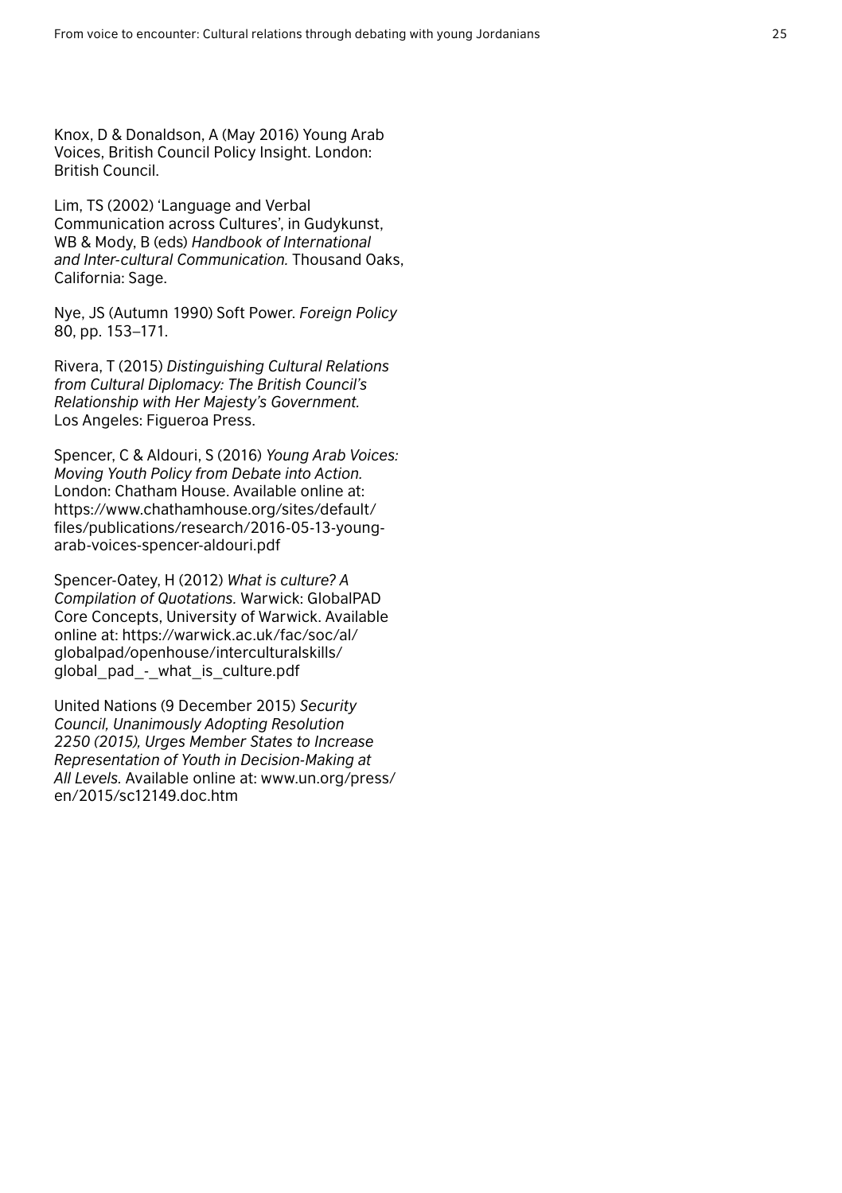Knox, D & Donaldson, A (May 2016) Young Arab Voices, British Council Policy Insight. London: British Council.

Lim, TS (2002) 'Language and Verbal Communication across Cultures', in Gudykunst, WB & Mody, B (eds) *Handbook of International and Inter-cultural Communication.* Thousand Oaks, California: Sage.

Nye, JS (Autumn 1990) Soft Power. *Foreign Policy* 80, pp. 153–171.

Rivera, T (2015) *Distinguishing Cultural Relations from Cultural Diplomacy: The British Council's Relationship with Her Majesty's Government.* Los Angeles: Figueroa Press.

Spencer, C & Aldouri, S (2016) *Young Arab Voices: Moving Youth Policy from Debate into Action.* London: Chatham House. Available online at: https://www.chathamhouse.org/sites/default/files/publications/research/2016-05-13-young-arab-voices-spencer-aldouri.pdf

Spencer-Oatey, H (2012) *What is culture? A Compilation of Quotations.* Warwick: GlobalPAD Core Concepts, University of Warwick. Available online at: https://warwick.ac.uk/fac/soc/al/globalpad/openhouse/interculturalskills/global_pad_-_what_is_culture.pdf

United Nations (9 December 2015) *Security Council, Unanimously Adopting Resolution 2250 (2015), Urges Member States to Increase Representation of Youth in Decision-Making at All Levels.* Available online at: www.un.org/press/en/2015/sc12149.doc.htm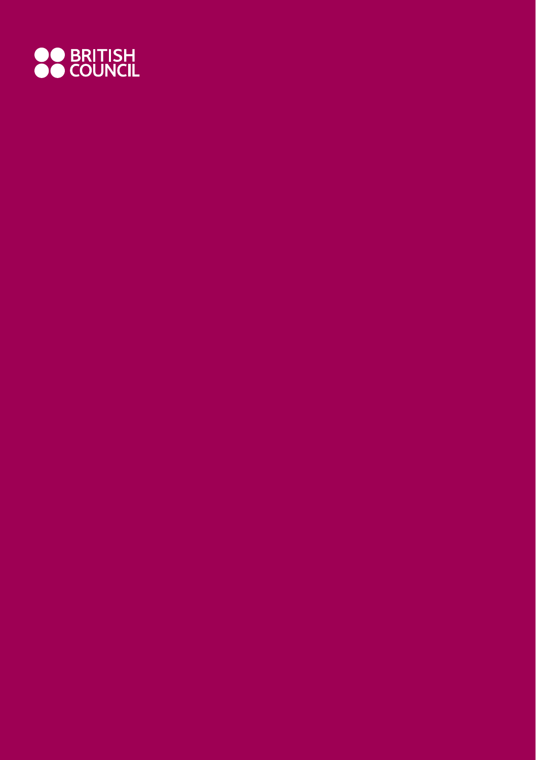BRITISH COUNCIL